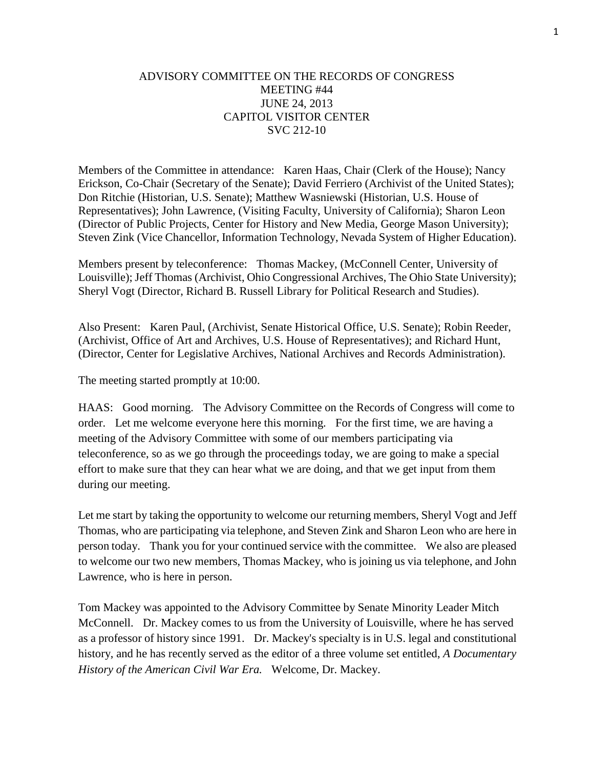# ADVISORY COMMITTEE ON THE RECORDS OF CONGRESS
## MEETING #44
## JUNE 24, 2013
## CAPITOL VISITOR CENTER
## SVC 212-10

Members of the Committee in attendance: Karen Haas, Chair (Clerk of the House); Nancy Erickson, Co-Chair (Secretary of the Senate); David Ferriero (Archivist of the United States); Don Ritchie (Historian, U.S. Senate); Matthew Wasniewski (Historian, U.S. House of Representatives); John Lawrence, (Visiting Faculty, University of California); Sharon Leon (Director of Public Projects, Center for History and New Media, George Mason University); Steven Zink (Vice Chancellor, Information Technology, Nevada System of Higher Education).

Members present by teleconference: Thomas Mackey, (McConnell Center, University of Louisville); Jeff Thomas (Archivist, Ohio Congressional Archives, The Ohio State University); Sheryl Vogt (Director, Richard B. Russell Library for Political Research and Studies).

Also Present: Karen Paul, (Archivist, Senate Historical Office, U.S. Senate); Robin Reeder, (Archivist, Office of Art and Archives, U.S. House of Representatives); and Richard Hunt, (Director, Center for Legislative Archives, National Archives and Records Administration).

The meeting started promptly at 10:00.

HAAS: Good morning. The Advisory Committee on the Records of Congress will come to order. Let me welcome everyone here this morning. For the first time, we are having a meeting of the Advisory Committee with some of our members participating via teleconference, so as we go through the proceedings today, we are going to make a special effort to make sure that they can hear what we are doing, and that we get input from them during our meeting.

Let me start by taking the opportunity to welcome our returning members, Sheryl Vogt and Jeff Thomas, who are participating via telephone, and Steven Zink and Sharon Leon who are here in person today. Thank you for your continued service with the committee. We also are pleased to welcome our two new members, Thomas Mackey, who is joining us via telephone, and John Lawrence, who is here in person.

Tom Mackey was appointed to the Advisory Committee by Senate Minority Leader Mitch McConnell. Dr. Mackey comes to us from the University of Louisville, where he has served as a professor of history since 1991. Dr. Mackey's specialty is in U.S. legal and constitutional history, and he has recently served as the editor of a three volume set entitled, *A Documentary History of the American Civil War Era.* Welcome, Dr. Mackey.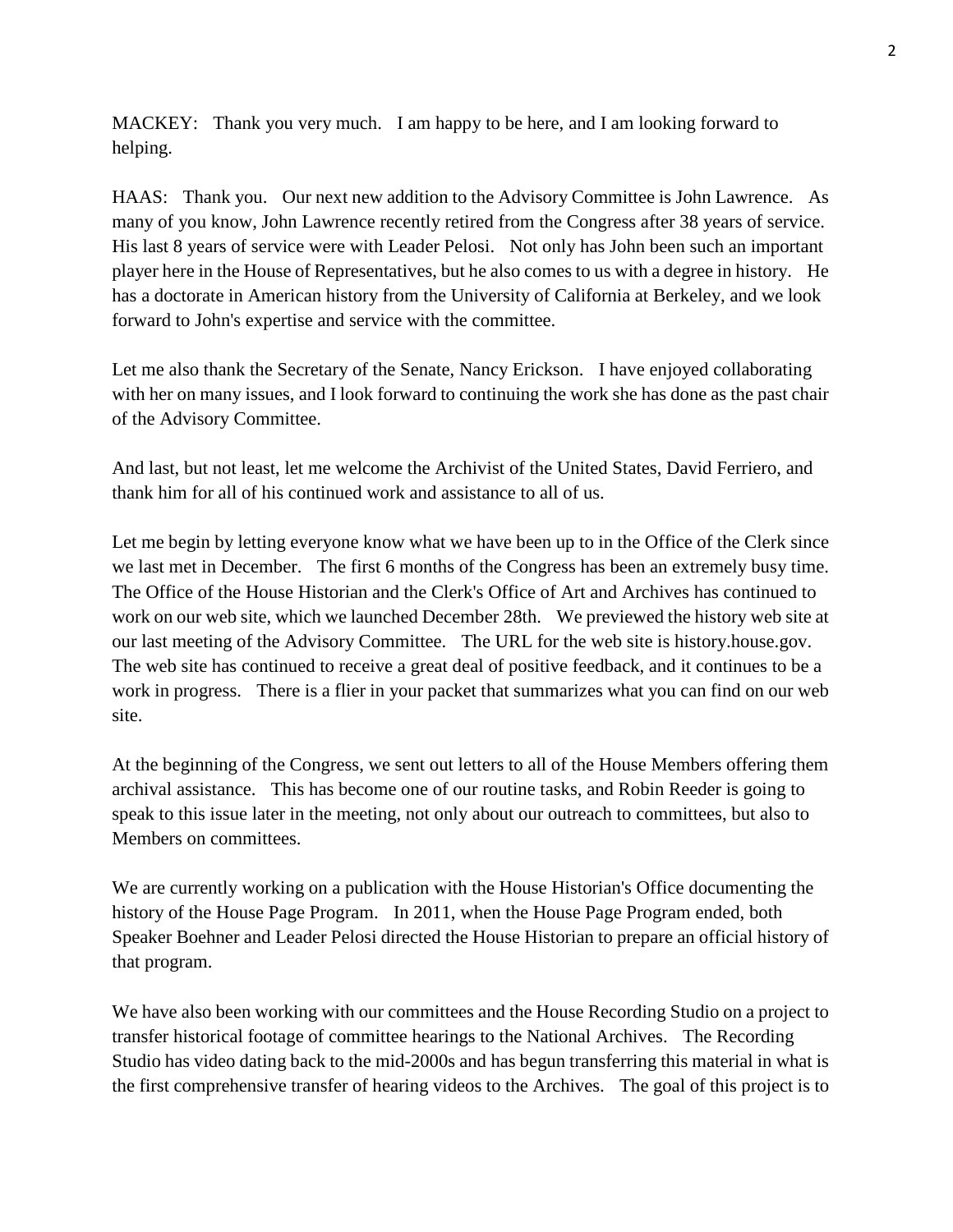MACKEY: Thank you very much. I am happy to be here, and I am looking forward to helping.

HAAS: Thank you. Our next new addition to the Advisory Committee is John Lawrence. As many of you know, John Lawrence recently retired from the Congress after 38 years of service. His last 8 years of service were with Leader Pelosi. Not only has John been such an important player here in the House of Representatives, but he also comes to us with a degree in history. He has a doctorate in American history from the University of California at Berkeley, and we look forward to John's expertise and service with the committee.

Let me also thank the Secretary of the Senate, Nancy Erickson. I have enjoyed collaborating with her on many issues, and I look forward to continuing the work she has done as the past chair of the Advisory Committee.

And last, but not least, let me welcome the Archivist of the United States, David Ferriero, and thank him for all of his continued work and assistance to all of us.

Let me begin by letting everyone know what we have been up to in the Office of the Clerk since we last met in December. The first 6 months of the Congress has been an extremely busy time. The Office of the House Historian and the Clerk's Office of Art and Archives has continued to work on our web site, which we launched December 28th. We previewed the history web site at our last meeting of the Advisory Committee. The URL for the web site is history.house.gov. The web site has continued to receive a great deal of positive feedback, and it continues to be a work in progress. There is a flier in your packet that summarizes what you can find on our web site.

At the beginning of the Congress, we sent out letters to all of the House Members offering them archival assistance. This has become one of our routine tasks, and Robin Reeder is going to speak to this issue later in the meeting, not only about our outreach to committees, but also to Members on committees.

We are currently working on a publication with the House Historian's Office documenting the history of the House Page Program. In 2011, when the House Page Program ended, both Speaker Boehner and Leader Pelosi directed the House Historian to prepare an official history of that program.

We have also been working with our committees and the House Recording Studio on a project to transfer historical footage of committee hearings to the National Archives. The Recording Studio has video dating back to the mid-2000s and has begun transferring this material in what is the first comprehensive transfer of hearing videos to the Archives. The goal of this project is to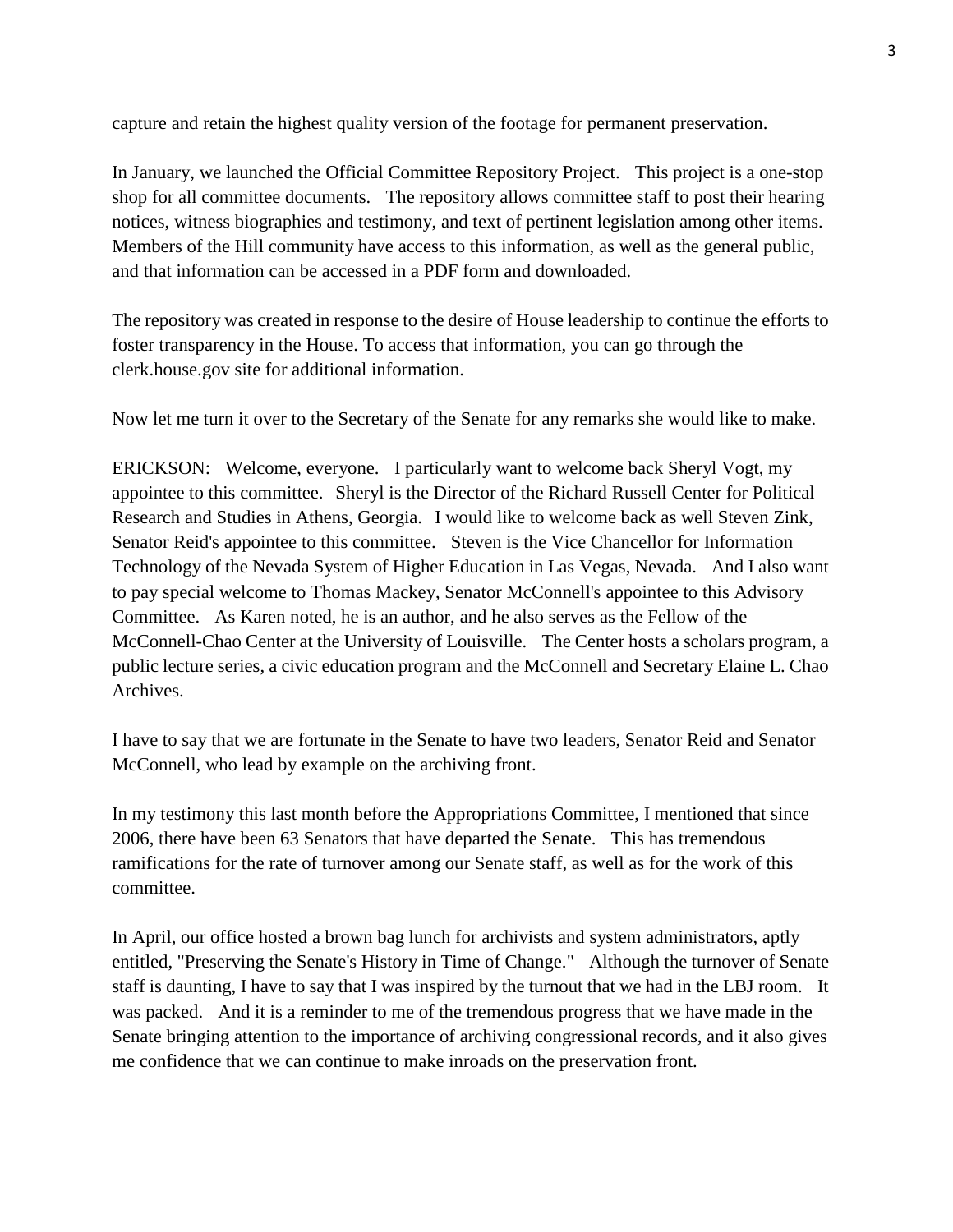capture and retain the highest quality version of the footage for permanent preservation.

In January, we launched the Official Committee Repository Project. This project is a one-stop shop for all committee documents. The repository allows committee staff to post their hearing notices, witness biographies and testimony, and text of pertinent legislation among other items. Members of the Hill community have access to this information, as well as the general public, and that information can be accessed in a PDF form and downloaded.

The repository was created in response to the desire of House leadership to continue the efforts to foster transparency in the House. To access that information, you can go through the clerk.house.gov site for additional information.

Now let me turn it over to the Secretary of the Senate for any remarks she would like to make.

ERICKSON: Welcome, everyone. I particularly want to welcome back Sheryl Vogt, my appointee to this committee. Sheryl is the Director of the Richard Russell Center for Political Research and Studies in Athens, Georgia. I would like to welcome back as well Steven Zink, Senator Reid's appointee to this committee. Steven is the Vice Chancellor for Information Technology of the Nevada System of Higher Education in Las Vegas, Nevada. And I also want to pay special welcome to Thomas Mackey, Senator McConnell's appointee to this Advisory Committee. As Karen noted, he is an author, and he also serves as the Fellow of the McConnell-Chao Center at the University of Louisville. The Center hosts a scholars program, a public lecture series, a civic education program and the McConnell and Secretary Elaine L. Chao Archives.

I have to say that we are fortunate in the Senate to have two leaders, Senator Reid and Senator McConnell, who lead by example on the archiving front.

In my testimony this last month before the Appropriations Committee, I mentioned that since 2006, there have been 63 Senators that have departed the Senate. This has tremendous ramifications for the rate of turnover among our Senate staff, as well as for the work of this committee.

In April, our office hosted a brown bag lunch for archivists and system administrators, aptly entitled, "Preserving the Senate's History in Time of Change." Although the turnover of Senate staff is daunting, I have to say that I was inspired by the turnout that we had in the LBJ room. It was packed. And it is a reminder to me of the tremendous progress that we have made in the Senate bringing attention to the importance of archiving congressional records, and it also gives me confidence that we can continue to make inroads on the preservation front.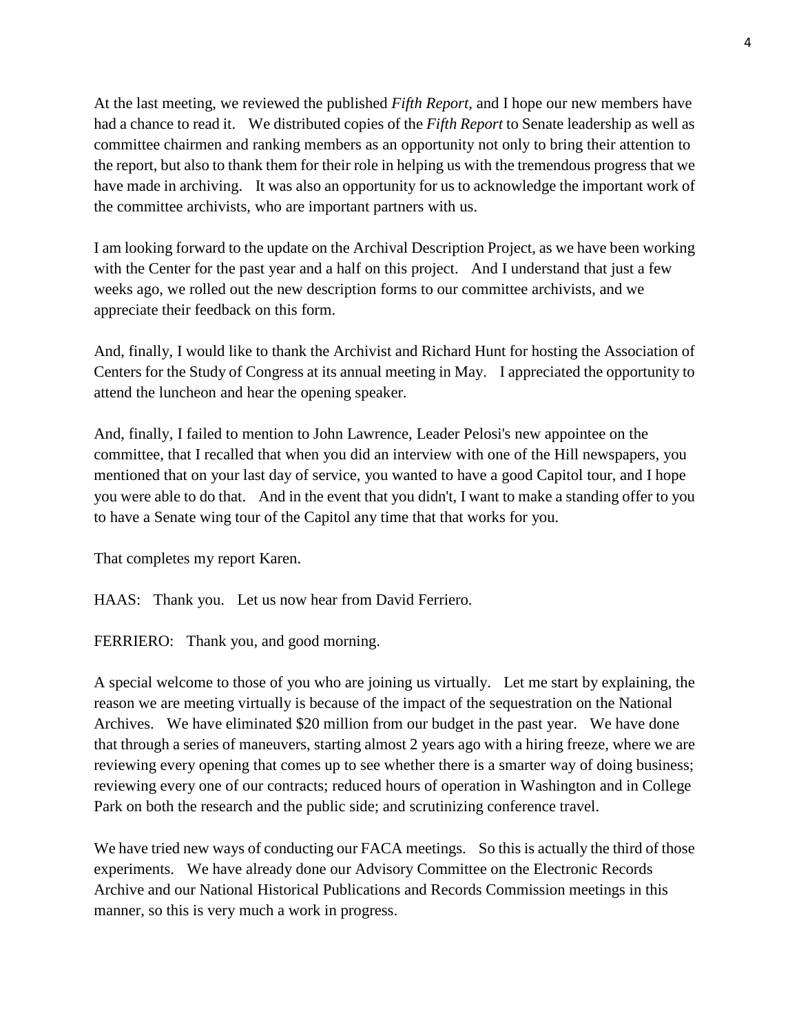At the last meeting, we reviewed the published *Fifth Report*, and I hope our new members have had a chance to read it. We distributed copies of the *Fifth Report* to Senate leadership as well as committee chairmen and ranking members as an opportunity not only to bring their attention to the report, but also to thank them for their role in helping us with the tremendous progress that we have made in archiving. It was also an opportunity for us to acknowledge the important work of the committee archivists, who are important partners with us.

I am looking forward to the update on the Archival Description Project, as we have been working with the Center for the past year and a half on this project. And I understand that just a few weeks ago, we rolled out the new description forms to our committee archivists, and we appreciate their feedback on this form.

And, finally, I would like to thank the Archivist and Richard Hunt for hosting the Association of Centers for the Study of Congress at its annual meeting in May. I appreciated the opportunity to attend the luncheon and hear the opening speaker.

And, finally, I failed to mention to John Lawrence, Leader Pelosi's new appointee on the committee, that I recalled that when you did an interview with one of the Hill newspapers, you mentioned that on your last day of service, you wanted to have a good Capitol tour, and I hope you were able to do that. And in the event that you didn't, I want to make a standing offer to you to have a Senate wing tour of the Capitol any time that that works for you.

That completes my report Karen.

HAAS: Thank you. Let us now hear from David Ferriero.

FERRIERO: Thank you, and good morning.

A special welcome to those of you who are joining us virtually. Let me start by explaining, the reason we are meeting virtually is because of the impact of the sequestration on the National Archives. We have eliminated $20 million from our budget in the past year. We have done that through a series of maneuvers, starting almost 2 years ago with a hiring freeze, where we are reviewing every opening that comes up to see whether there is a smarter way of doing business; reviewing every one of our contracts; reduced hours of operation in Washington and in College Park on both the research and the public side; and scrutinizing conference travel.

We have tried new ways of conducting our FACA meetings. So this is actually the third of those experiments. We have already done our Advisory Committee on the Electronic Records Archive and our National Historical Publications and Records Commission meetings in this manner, so this is very much a work in progress.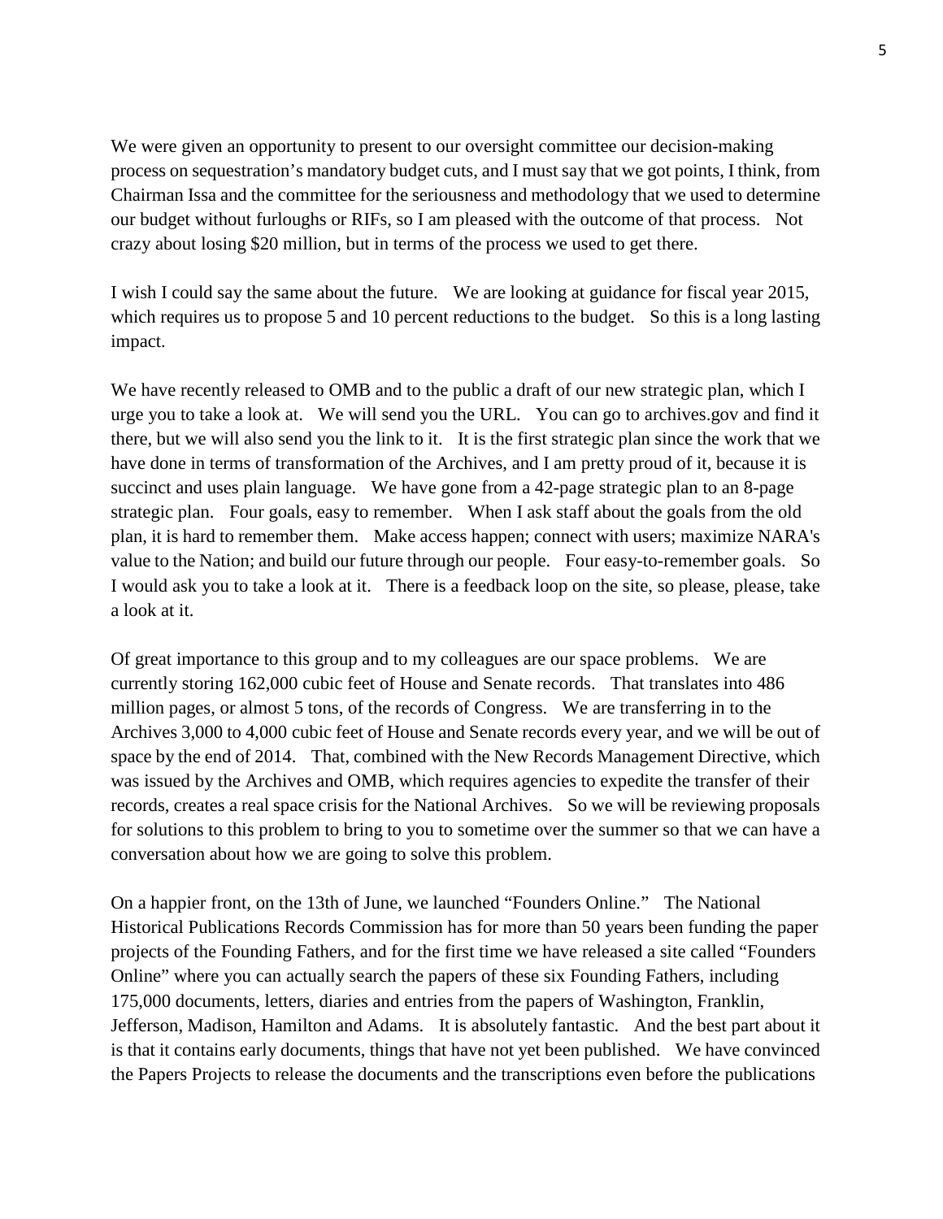We were given an opportunity to present to our oversight committee our decision-making process on sequestration's mandatory budget cuts, and I must say that we got points, I think, from Chairman Issa and the committee for the seriousness and methodology that we used to determine our budget without furloughs or RIFs, so I am pleased with the outcome of that process. Not crazy about losing $20 million, but in terms of the process we used to get there.

I wish I could say the same about the future. We are looking at guidance for fiscal year 2015, which requires us to propose 5 and 10 percent reductions to the budget. So this is a long lasting impact.

We have recently released to OMB and to the public a draft of our new strategic plan, which I urge you to take a look at. We will send you the URL. You can go to archives.gov and find it there, but we will also send you the link to it. It is the first strategic plan since the work that we have done in terms of transformation of the Archives, and I am pretty proud of it, because it is succinct and uses plain language. We have gone from a 42-page strategic plan to an 8-page strategic plan. Four goals, easy to remember. When I ask staff about the goals from the old plan, it is hard to remember them. Make access happen; connect with users; maximize NARA's value to the Nation; and build our future through our people. Four easy-to-remember goals. So I would ask you to take a look at it. There is a feedback loop on the site, so please, please, take a look at it.

Of great importance to this group and to my colleagues are our space problems. We are currently storing 162,000 cubic feet of House and Senate records. That translates into 486 million pages, or almost 5 tons, of the records of Congress. We are transferring in to the Archives 3,000 to 4,000 cubic feet of House and Senate records every year, and we will be out of space by the end of 2014. That, combined with the New Records Management Directive, which was issued by the Archives and OMB, which requires agencies to expedite the transfer of their records, creates a real space crisis for the National Archives. So we will be reviewing proposals for solutions to this problem to bring to you to sometime over the summer so that we can have a conversation about how we are going to solve this problem.

On a happier front, on the 13th of June, we launched "Founders Online." The National Historical Publications Records Commission has for more than 50 years been funding the paper projects of the Founding Fathers, and for the first time we have released a site called "Founders Online" where you can actually search the papers of these six Founding Fathers, including 175,000 documents, letters, diaries and entries from the papers of Washington, Franklin, Jefferson, Madison, Hamilton and Adams. It is absolutely fantastic. And the best part about it is that it contains early documents, things that have not yet been published. We have convinced the Papers Projects to release the documents and the transcriptions even before the publications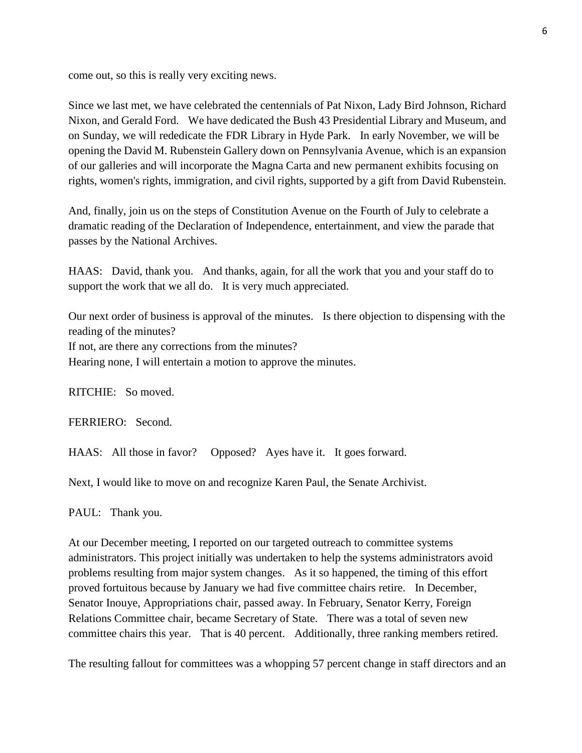come out, so this is really very exciting news.

Since we last met, we have celebrated the centennials of Pat Nixon, Lady Bird Johnson, Richard Nixon, and Gerald Ford. We have dedicated the Bush 43 Presidential Library and Museum, and on Sunday, we will rededicate the FDR Library in Hyde Park. In early November, we will be opening the David M. Rubenstein Gallery down on Pennsylvania Avenue, which is an expansion of our galleries and will incorporate the Magna Carta and new permanent exhibits focusing on rights, women's rights, immigration, and civil rights, supported by a gift from David Rubenstein.

And, finally, join us on the steps of Constitution Avenue on the Fourth of July to celebrate a dramatic reading of the Declaration of Independence, entertainment, and view the parade that passes by the National Archives.

HAAS: David, thank you. And thanks, again, for all the work that you and your staff do to support the work that we all do. It is very much appreciated.

Our next order of business is approval of the minutes. Is there objection to dispensing with the reading of the minutes?
If not, are there any corrections from the minutes?
Hearing none, I will entertain a motion to approve the minutes.

RITCHIE: So moved.

FERRIERO: Second.

HAAS: All those in favor? Opposed? Ayes have it. It goes forward.

Next, I would like to move on and recognize Karen Paul, the Senate Archivist.

PAUL: Thank you.

At our December meeting, I reported on our targeted outreach to committee systems administrators. This project initially was undertaken to help the systems administrators avoid problems resulting from major system changes. As it so happened, the timing of this effort proved fortuitous because by January we had five committee chairs retire. In December, Senator Inouye, Appropriations chair, passed away. In February, Senator Kerry, Foreign Relations Committee chair, became Secretary of State. There was a total of seven new committee chairs this year. That is 40 percent. Additionally, three ranking members retired.

The resulting fallout for committees was a whopping 57 percent change in staff directors and an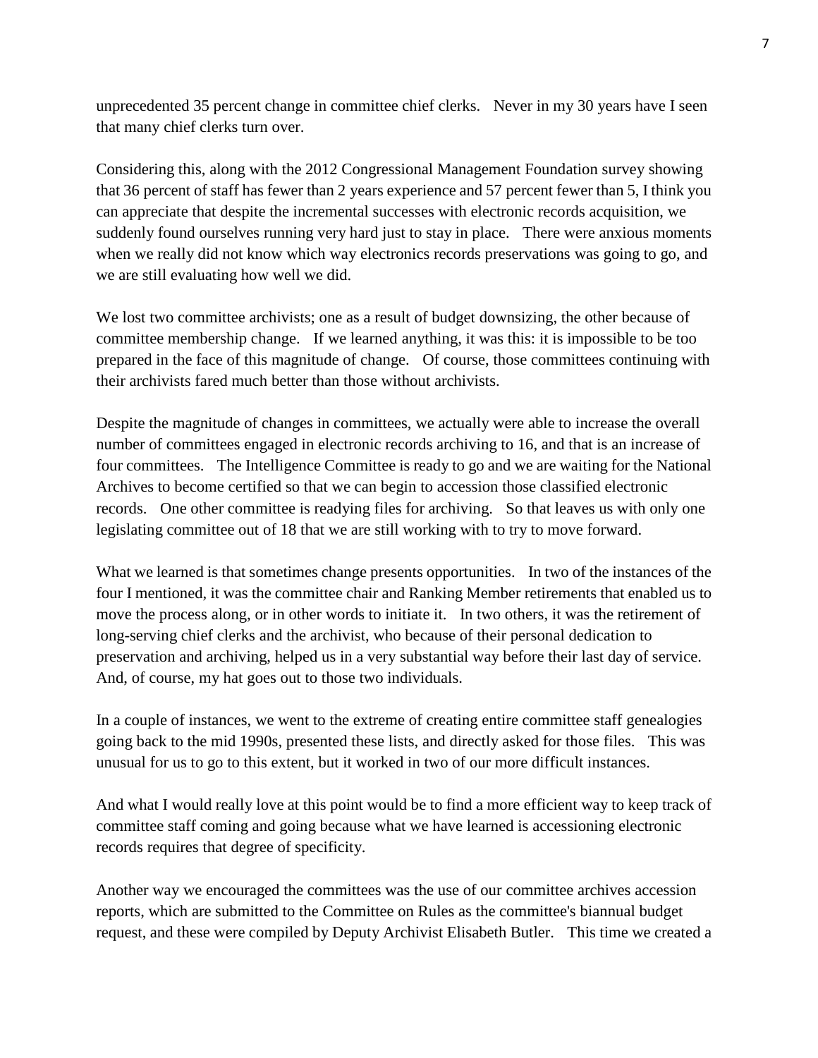unprecedented 35 percent change in committee chief clerks. Never in my 30 years have I seen that many chief clerks turn over.

Considering this, along with the 2012 Congressional Management Foundation survey showing that 36 percent of staff has fewer than 2 years experience and 57 percent fewer than 5, I think you can appreciate that despite the incremental successes with electronic records acquisition, we suddenly found ourselves running very hard just to stay in place. There were anxious moments when we really did not know which way electronics records preservations was going to go, and we are still evaluating how well we did.

We lost two committee archivists; one as a result of budget downsizing, the other because of committee membership change. If we learned anything, it was this: it is impossible to be too prepared in the face of this magnitude of change. Of course, those committees continuing with their archivists fared much better than those without archivists.

Despite the magnitude of changes in committees, we actually were able to increase the overall number of committees engaged in electronic records archiving to 16, and that is an increase of four committees. The Intelligence Committee is ready to go and we are waiting for the National Archives to become certified so that we can begin to accession those classified electronic records. One other committee is readying files for archiving. So that leaves us with only one legislating committee out of 18 that we are still working with to try to move forward.

What we learned is that sometimes change presents opportunities. In two of the instances of the four I mentioned, it was the committee chair and Ranking Member retirements that enabled us to move the process along, or in other words to initiate it. In two others, it was the retirement of long-serving chief clerks and the archivist, who because of their personal dedication to preservation and archiving, helped us in a very substantial way before their last day of service. And, of course, my hat goes out to those two individuals.

In a couple of instances, we went to the extreme of creating entire committee staff genealogies going back to the mid 1990s, presented these lists, and directly asked for those files. This was unusual for us to go to this extent, but it worked in two of our more difficult instances.

And what I would really love at this point would be to find a more efficient way to keep track of committee staff coming and going because what we have learned is accessioning electronic records requires that degree of specificity.

Another way we encouraged the committees was the use of our committee archives accession reports, which are submitted to the Committee on Rules as the committee's biannual budget request, and these were compiled by Deputy Archivist Elisabeth Butler. This time we created a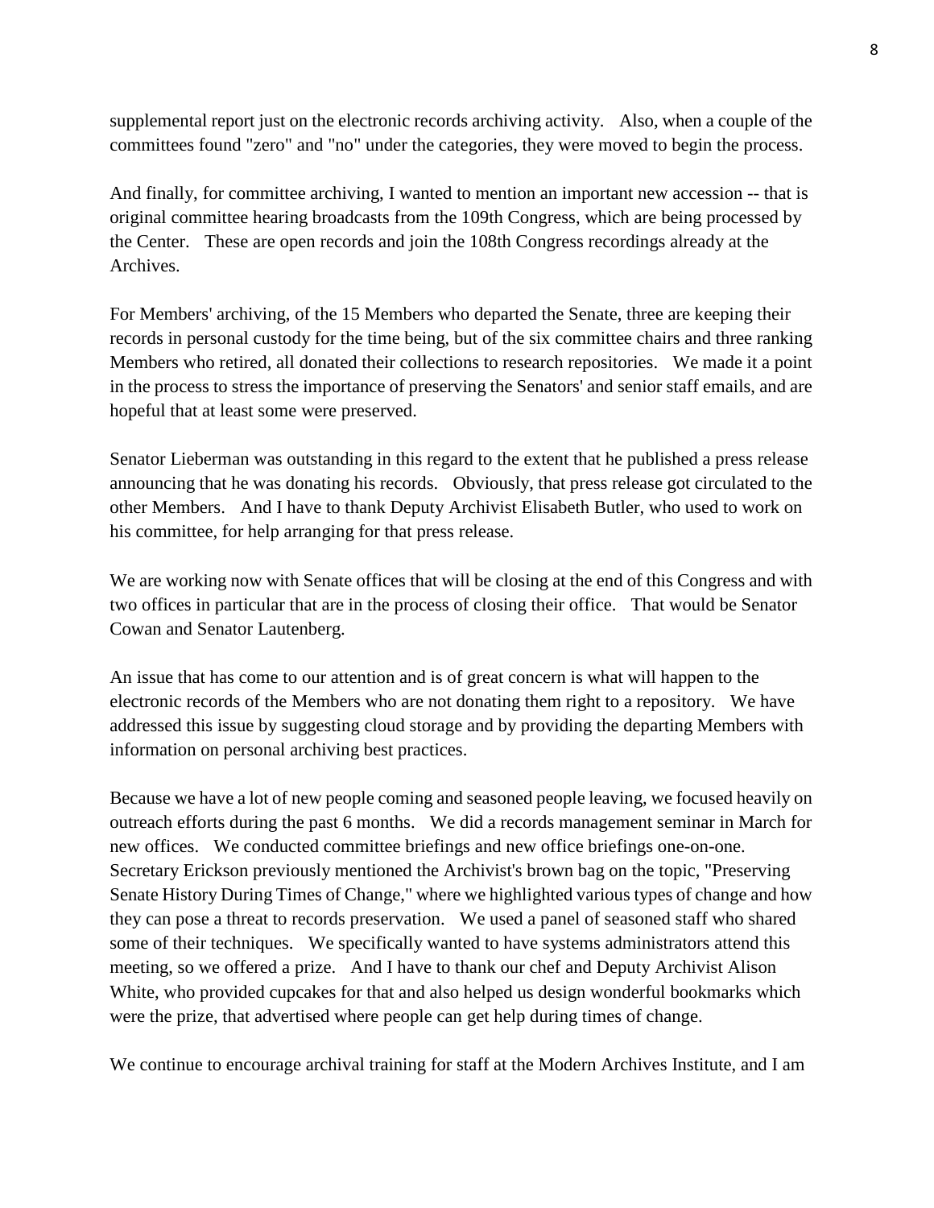supplemental report just on the electronic records archiving activity. Also, when a couple of the committees found "zero" and "no" under the categories, they were moved to begin the process.

And finally, for committee archiving, I wanted to mention an important new accession -- that is original committee hearing broadcasts from the 109th Congress, which are being processed by the Center. These are open records and join the 108th Congress recordings already at the Archives.

For Members' archiving, of the 15 Members who departed the Senate, three are keeping their records in personal custody for the time being, but of the six committee chairs and three ranking Members who retired, all donated their collections to research repositories. We made it a point in the process to stress the importance of preserving the Senators' and senior staff emails, and are hopeful that at least some were preserved.

Senator Lieberman was outstanding in this regard to the extent that he published a press release announcing that he was donating his records. Obviously, that press release got circulated to the other Members. And I have to thank Deputy Archivist Elisabeth Butler, who used to work on his committee, for help arranging for that press release.

We are working now with Senate offices that will be closing at the end of this Congress and with two offices in particular that are in the process of closing their office. That would be Senator Cowan and Senator Lautenberg.

An issue that has come to our attention and is of great concern is what will happen to the electronic records of the Members who are not donating them right to a repository. We have addressed this issue by suggesting cloud storage and by providing the departing Members with information on personal archiving best practices.

Because we have a lot of new people coming and seasoned people leaving, we focused heavily on outreach efforts during the past 6 months. We did a records management seminar in March for new offices. We conducted committee briefings and new office briefings one-on-one. Secretary Erickson previously mentioned the Archivist's brown bag on the topic, "Preserving Senate History During Times of Change," where we highlighted various types of change and how they can pose a threat to records preservation. We used a panel of seasoned staff who shared some of their techniques. We specifically wanted to have systems administrators attend this meeting, so we offered a prize. And I have to thank our chef and Deputy Archivist Alison White, who provided cupcakes for that and also helped us design wonderful bookmarks which were the prize, that advertised where people can get help during times of change.

We continue to encourage archival training for staff at the Modern Archives Institute, and I am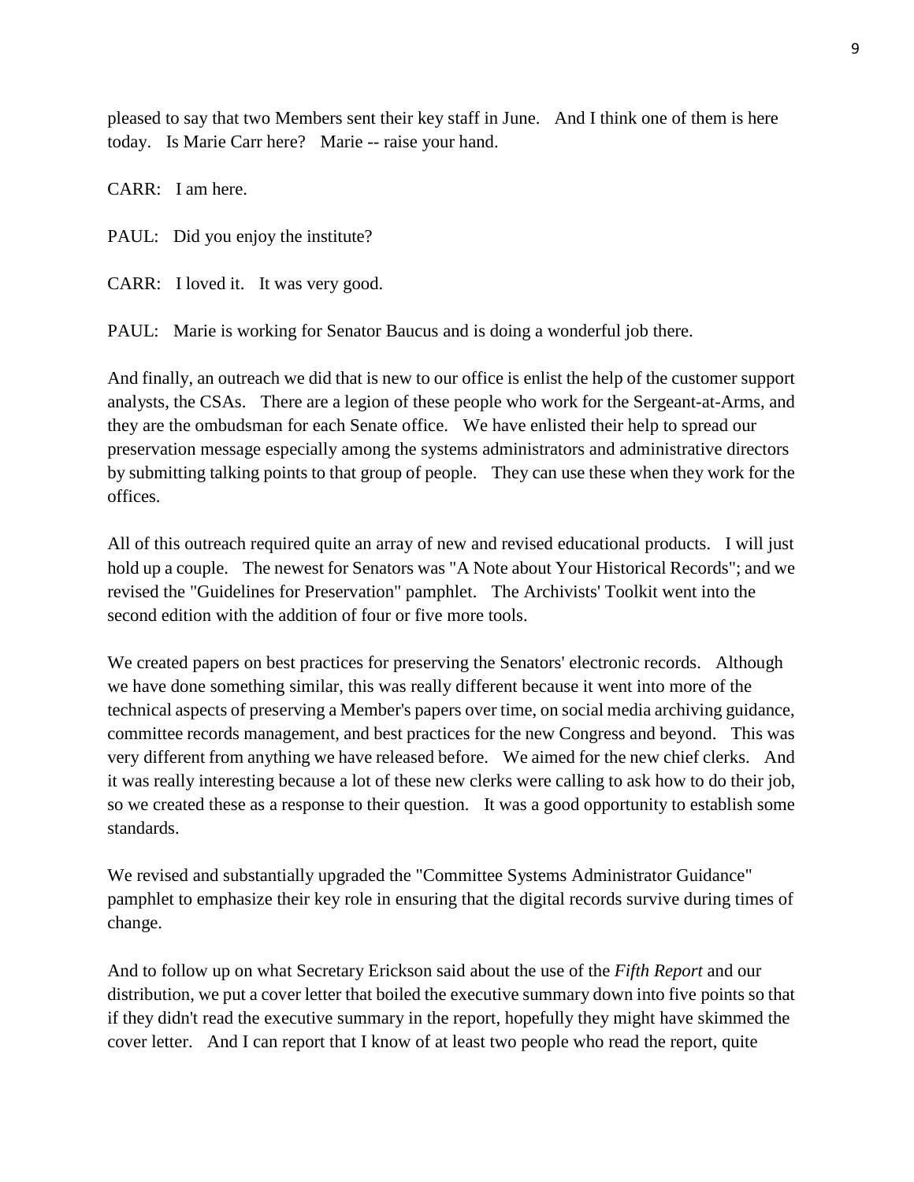pleased to say that two Members sent their key staff in June. And I think one of them is here today. Is Marie Carr here? Marie -- raise your hand.

CARR: I am here.

PAUL: Did you enjoy the institute?

CARR: I loved it. It was very good.

PAUL: Marie is working for Senator Baucus and is doing a wonderful job there.

And finally, an outreach we did that is new to our office is enlist the help of the customer support analysts, the CSAs. There are a legion of these people who work for the Sergeant-at-Arms, and they are the ombudsman for each Senate office. We have enlisted their help to spread our preservation message especially among the systems administrators and administrative directors by submitting talking points to that group of people. They can use these when they work for the offices.

All of this outreach required quite an array of new and revised educational products. I will just hold up a couple. The newest for Senators was "A Note about Your Historical Records"; and we revised the "Guidelines for Preservation" pamphlet. The Archivists' Toolkit went into the second edition with the addition of four or five more tools.

We created papers on best practices for preserving the Senators' electronic records. Although we have done something similar, this was really different because it went into more of the technical aspects of preserving a Member's papers over time, on social media archiving guidance, committee records management, and best practices for the new Congress and beyond. This was very different from anything we have released before. We aimed for the new chief clerks. And it was really interesting because a lot of these new clerks were calling to ask how to do their job, so we created these as a response to their question. It was a good opportunity to establish some standards.

We revised and substantially upgraded the "Committee Systems Administrator Guidance" pamphlet to emphasize their key role in ensuring that the digital records survive during times of change.

And to follow up on what Secretary Erickson said about the use of the *Fifth Report* and our distribution, we put a cover letter that boiled the executive summary down into five points so that if they didn't read the executive summary in the report, hopefully they might have skimmed the cover letter. And I can report that I know of at least two people who read the report, quite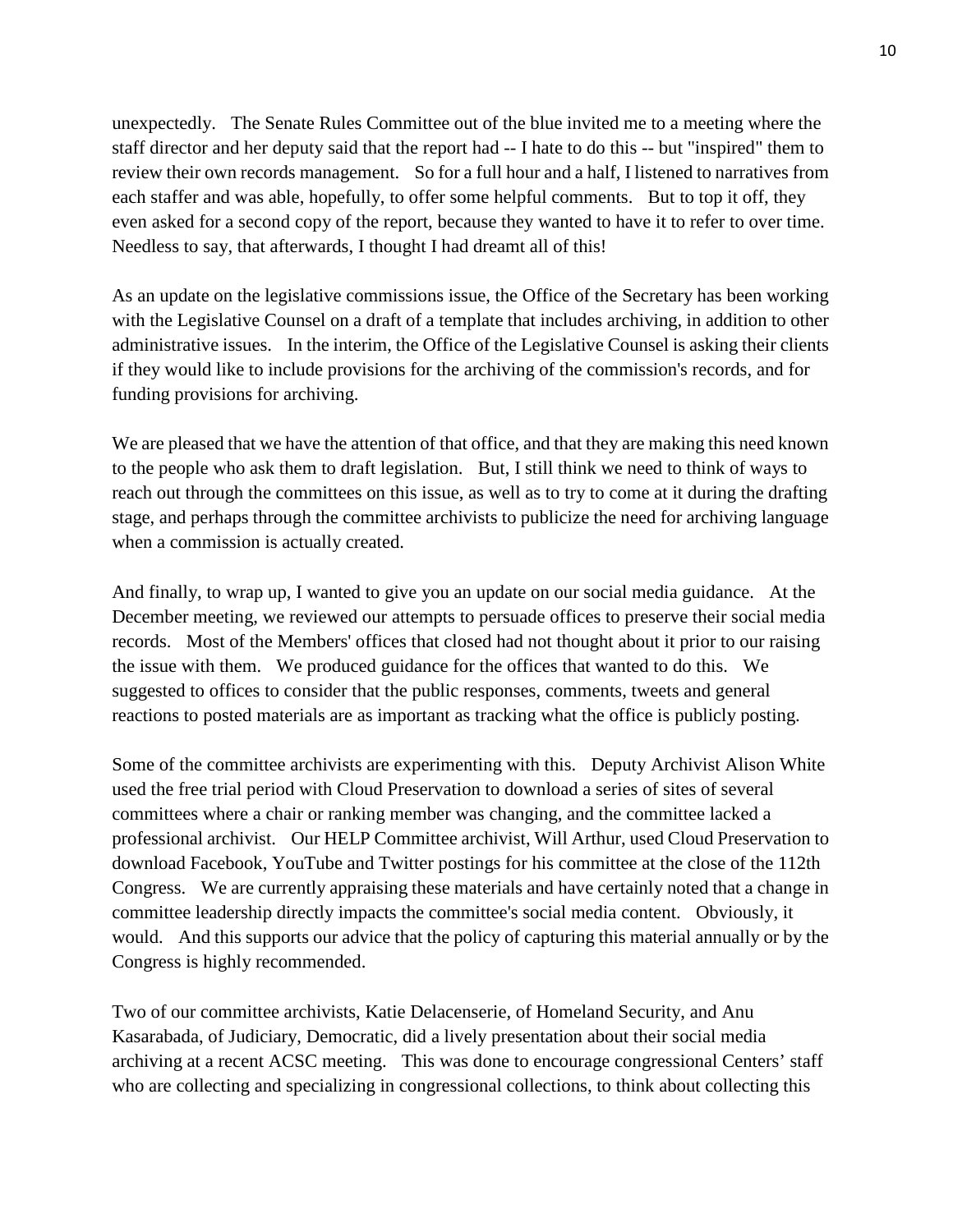unexpectedly. The Senate Rules Committee out of the blue invited me to a meeting where the staff director and her deputy said that the report had -- I hate to do this -- but "inspired" them to review their own records management. So for a full hour and a half, I listened to narratives from each staffer and was able, hopefully, to offer some helpful comments. But to top it off, they even asked for a second copy of the report, because they wanted to have it to refer to over time. Needless to say, that afterwards, I thought I had dreamt all of this!

As an update on the legislative commissions issue, the Office of the Secretary has been working with the Legislative Counsel on a draft of a template that includes archiving, in addition to other administrative issues. In the interim, the Office of the Legislative Counsel is asking their clients if they would like to include provisions for the archiving of the commission's records, and for funding provisions for archiving.

We are pleased that we have the attention of that office, and that they are making this need known to the people who ask them to draft legislation. But, I still think we need to think of ways to reach out through the committees on this issue, as well as to try to come at it during the drafting stage, and perhaps through the committee archivists to publicize the need for archiving language when a commission is actually created.

And finally, to wrap up, I wanted to give you an update on our social media guidance. At the December meeting, we reviewed our attempts to persuade offices to preserve their social media records. Most of the Members' offices that closed had not thought about it prior to our raising the issue with them. We produced guidance for the offices that wanted to do this. We suggested to offices to consider that the public responses, comments, tweets and general reactions to posted materials are as important as tracking what the office is publicly posting.

Some of the committee archivists are experimenting with this. Deputy Archivist Alison White used the free trial period with Cloud Preservation to download a series of sites of several committees where a chair or ranking member was changing, and the committee lacked a professional archivist. Our HELP Committee archivist, Will Arthur, used Cloud Preservation to download Facebook, YouTube and Twitter postings for his committee at the close of the 112th Congress. We are currently appraising these materials and have certainly noted that a change in committee leadership directly impacts the committee's social media content. Obviously, it would. And this supports our advice that the policy of capturing this material annually or by the Congress is highly recommended.

Two of our committee archivists, Katie Delacenserie, of Homeland Security, and Anu Kasarabada, of Judiciary, Democratic, did a lively presentation about their social media archiving at a recent ACSC meeting. This was done to encourage congressional Centers' staff who are collecting and specializing in congressional collections, to think about collecting this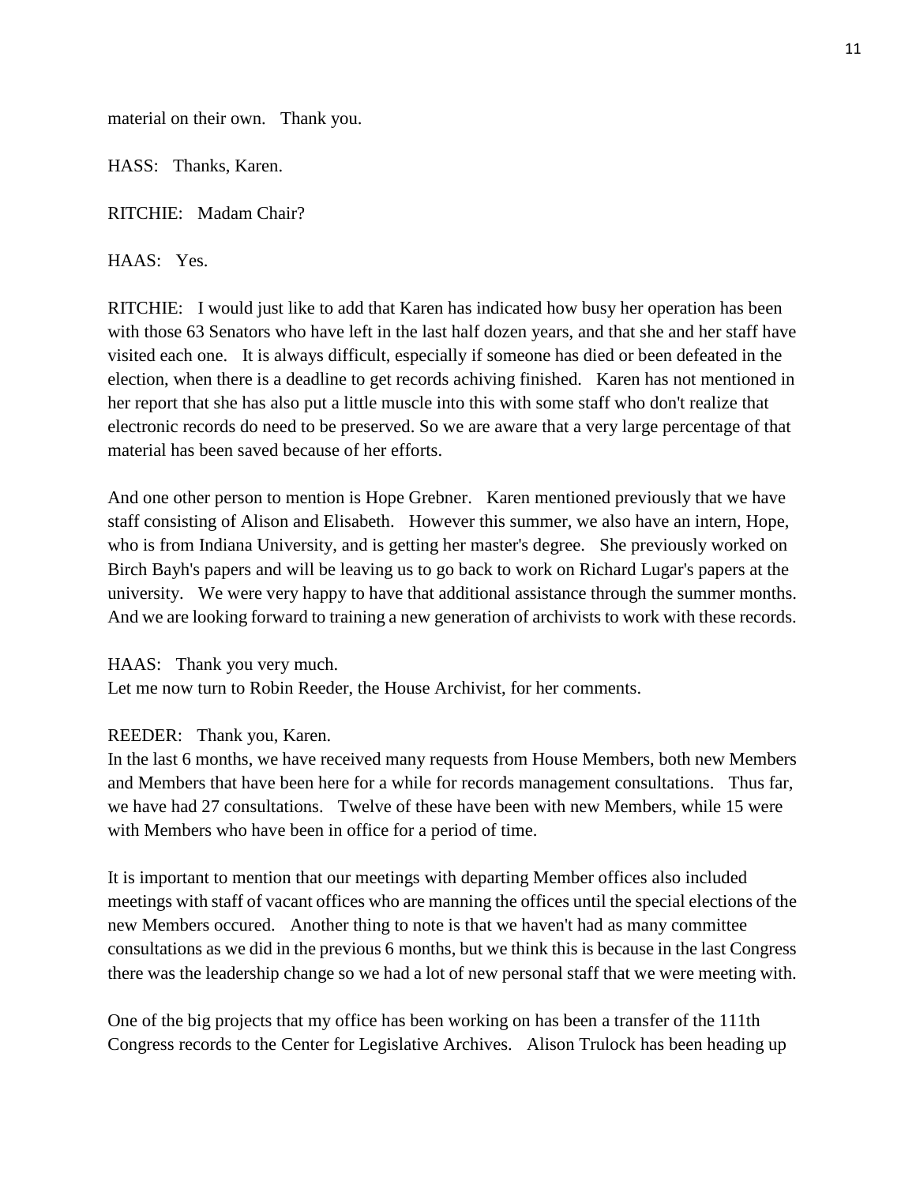material on their own. Thank you.

HASS: Thanks, Karen.

RITCHIE: Madam Chair?

HAAS: Yes.

RITCHIE: I would just like to add that Karen has indicated how busy her operation has been with those 63 Senators who have left in the last half dozen years, and that she and her staff have visited each one. It is always difficult, especially if someone has died or been defeated in the election, when there is a deadline to get records achiving finished. Karen has not mentioned in her report that she has also put a little muscle into this with some staff who don't realize that electronic records do need to be preserved. So we are aware that a very large percentage of that material has been saved because of her efforts.

And one other person to mention is Hope Grebner. Karen mentioned previously that we have staff consisting of Alison and Elisabeth. However this summer, we also have an intern, Hope, who is from Indiana University, and is getting her master's degree. She previously worked on Birch Bayh's papers and will be leaving us to go back to work on Richard Lugar's papers at the university. We were very happy to have that additional assistance through the summer months. And we are looking forward to training a new generation of archivists to work with these records.

HAAS: Thank you very much.
Let me now turn to Robin Reeder, the House Archivist, for her comments.

REEDER: Thank you, Karen.
In the last 6 months, we have received many requests from House Members, both new Members and Members that have been here for a while for records management consultations. Thus far, we have had 27 consultations. Twelve of these have been with new Members, while 15 were with Members who have been in office for a period of time.

It is important to mention that our meetings with departing Member offices also included meetings with staff of vacant offices who are manning the offices until the special elections of the new Members occured. Another thing to note is that we haven't had as many committee consultations as we did in the previous 6 months, but we think this is because in the last Congress there was the leadership change so we had a lot of new personal staff that we were meeting with.

One of the big projects that my office has been working on has been a transfer of the 111th Congress records to the Center for Legislative Archives. Alison Trulock has been heading up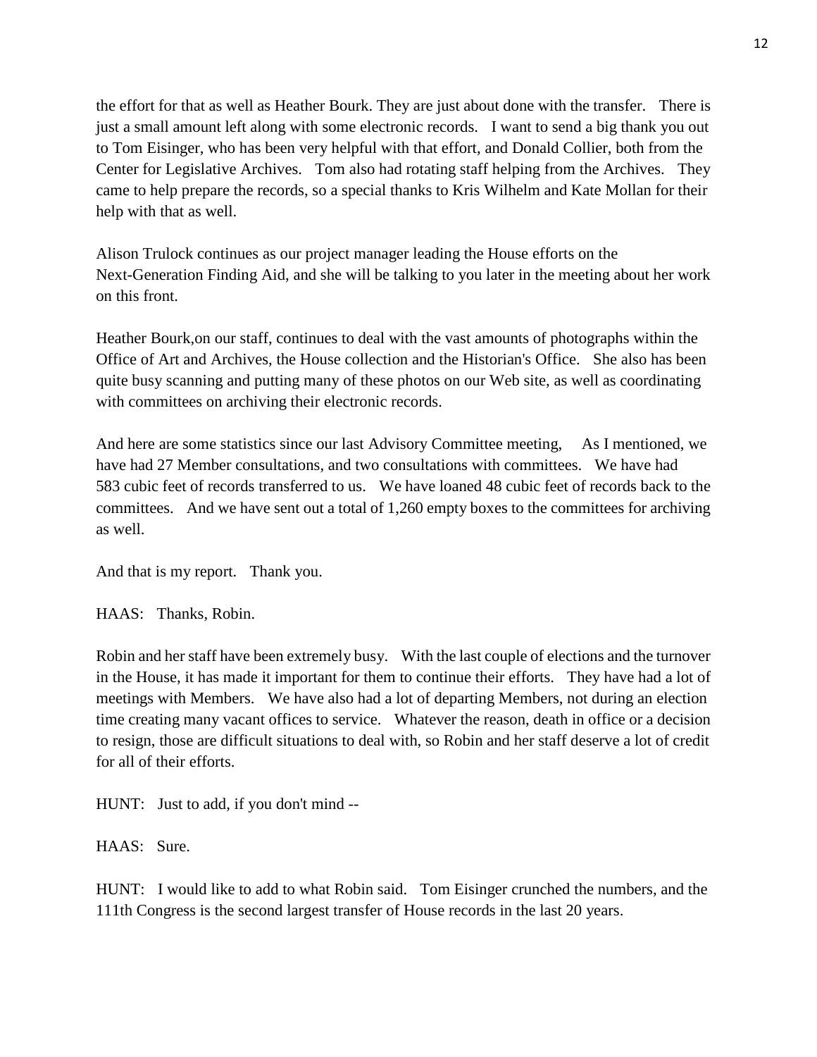the effort for that as well as Heather Bourk. They are just about done with the transfer. There is just a small amount left along with some electronic records. I want to send a big thank you out to Tom Eisinger, who has been very helpful with that effort, and Donald Collier, both from the Center for Legislative Archives. Tom also had rotating staff helping from the Archives. They came to help prepare the records, so a special thanks to Kris Wilhelm and Kate Mollan for their help with that as well.

Alison Trulock continues as our project manager leading the House efforts on the Next-Generation Finding Aid, and she will be talking to you later in the meeting about her work on this front.

Heather Bourk,on our staff, continues to deal with the vast amounts of photographs within the Office of Art and Archives, the House collection and the Historian's Office. She also has been quite busy scanning and putting many of these photos on our Web site, as well as coordinating with committees on archiving their electronic records.

And here are some statistics since our last Advisory Committee meeting, As I mentioned, we have had 27 Member consultations, and two consultations with committees. We have had 583 cubic feet of records transferred to us. We have loaned 48 cubic feet of records back to the committees. And we have sent out a total of 1,260 empty boxes to the committees for archiving as well.

And that is my report. Thank you.

HAAS: Thanks, Robin.

Robin and her staff have been extremely busy. With the last couple of elections and the turnover in the House, it has made it important for them to continue their efforts. They have had a lot of meetings with Members. We have also had a lot of departing Members, not during an election time creating many vacant offices to service. Whatever the reason, death in office or a decision to resign, those are difficult situations to deal with, so Robin and her staff deserve a lot of credit for all of their efforts.

HUNT: Just to add, if you don't mind --

HAAS: Sure.

HUNT: I would like to add to what Robin said. Tom Eisinger crunched the numbers, and the 111th Congress is the second largest transfer of House records in the last 20 years.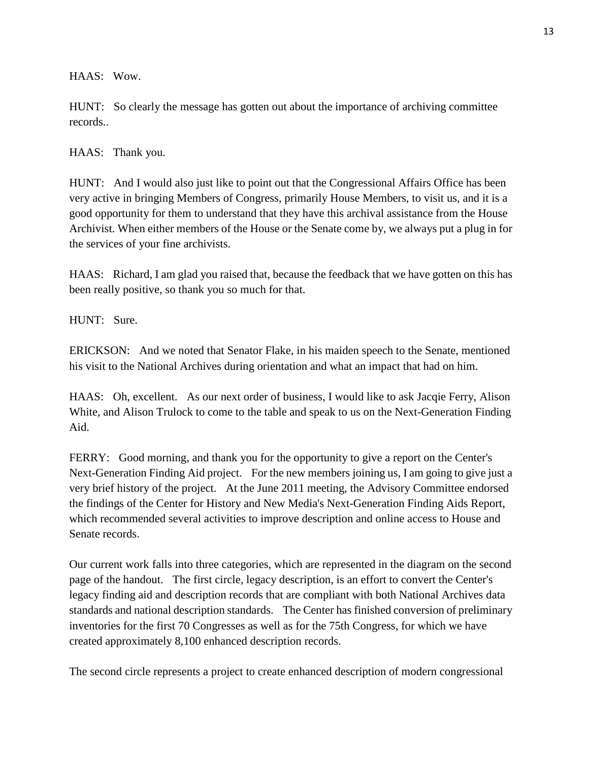HAAS: Wow.

HUNT: So clearly the message has gotten out about the importance of archiving committee records..

HAAS: Thank you.

HUNT: And I would also just like to point out that the Congressional Affairs Office has been very active in bringing Members of Congress, primarily House Members, to visit us, and it is a good opportunity for them to understand that they have this archival assistance from the House Archivist. When either members of the House or the Senate come by, we always put a plug in for the services of your fine archivists.

HAAS: Richard, I am glad you raised that, because the feedback that we have gotten on this has been really positive, so thank you so much for that.

HUNT: Sure.

ERICKSON: And we noted that Senator Flake, in his maiden speech to the Senate, mentioned his visit to the National Archives during orientation and what an impact that had on him.

HAAS: Oh, excellent. As our next order of business, I would like to ask Jacqie Ferry, Alison White, and Alison Trulock to come to the table and speak to us on the Next-Generation Finding Aid.

FERRY: Good morning, and thank you for the opportunity to give a report on the Center's Next-Generation Finding Aid project. For the new members joining us, I am going to give just a very brief history of the project. At the June 2011 meeting, the Advisory Committee endorsed the findings of the Center for History and New Media's Next-Generation Finding Aids Report, which recommended several activities to improve description and online access to House and Senate records.

Our current work falls into three categories, which are represented in the diagram on the second page of the handout. The first circle, legacy description, is an effort to convert the Center's legacy finding aid and description records that are compliant with both National Archives data standards and national description standards. The Center has finished conversion of preliminary inventories for the first 70 Congresses as well as for the 75th Congress, for which we have created approximately 8,100 enhanced description records.

The second circle represents a project to create enhanced description of modern congressional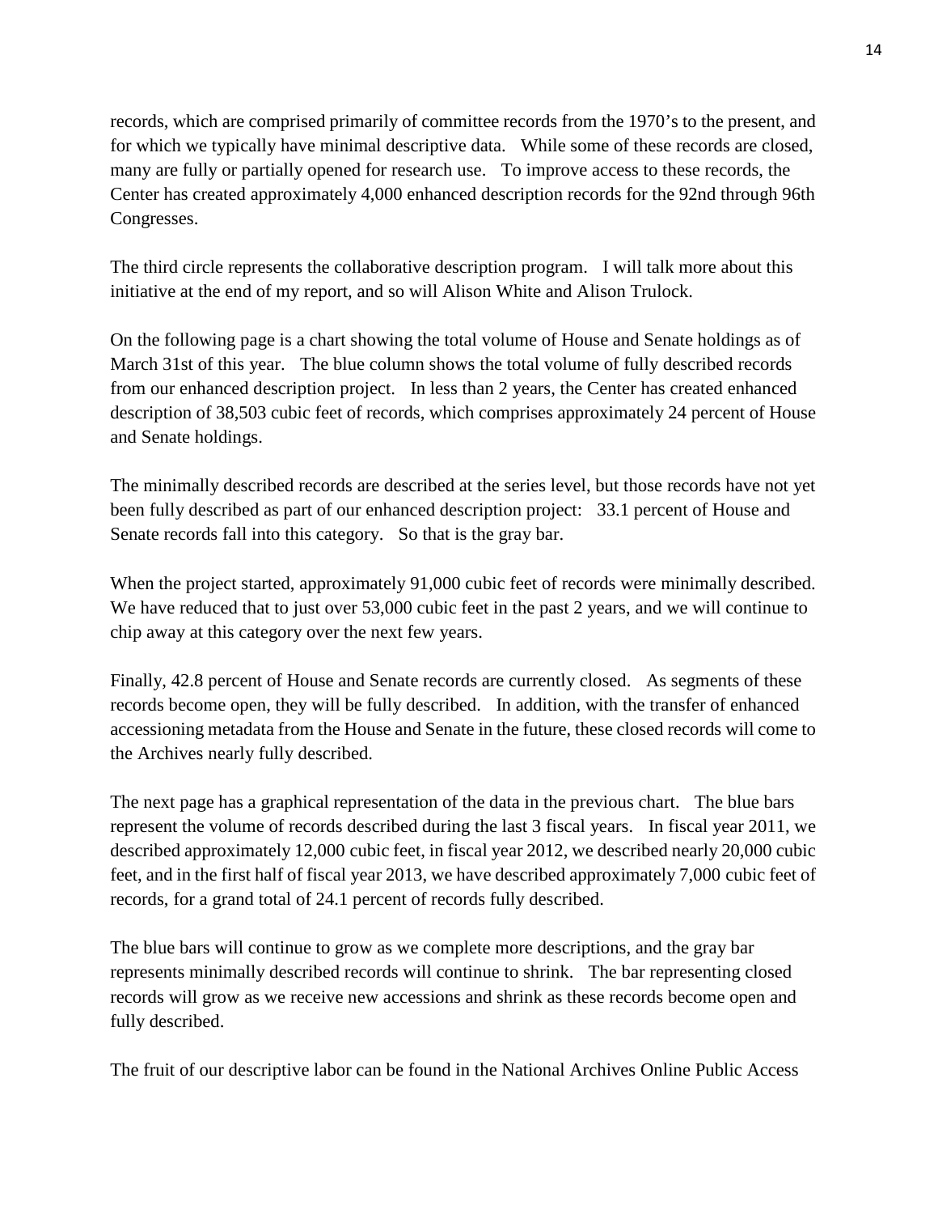records, which are comprised primarily of committee records from the 1970's to the present, and for which we typically have minimal descriptive data. While some of these records are closed, many are fully or partially opened for research use. To improve access to these records, the Center has created approximately 4,000 enhanced description records for the 92nd through 96th Congresses.

The third circle represents the collaborative description program. I will talk more about this initiative at the end of my report, and so will Alison White and Alison Trulock.

On the following page is a chart showing the total volume of House and Senate holdings as of March 31st of this year. The blue column shows the total volume of fully described records from our enhanced description project. In less than 2 years, the Center has created enhanced description of 38,503 cubic feet of records, which comprises approximately 24 percent of House and Senate holdings.

The minimally described records are described at the series level, but those records have not yet been fully described as part of our enhanced description project: 33.1 percent of House and Senate records fall into this category. So that is the gray bar.

When the project started, approximately 91,000 cubic feet of records were minimally described. We have reduced that to just over 53,000 cubic feet in the past 2 years, and we will continue to chip away at this category over the next few years.

Finally, 42.8 percent of House and Senate records are currently closed. As segments of these records become open, they will be fully described. In addition, with the transfer of enhanced accessioning metadata from the House and Senate in the future, these closed records will come to the Archives nearly fully described.

The next page has a graphical representation of the data in the previous chart. The blue bars represent the volume of records described during the last 3 fiscal years. In fiscal year 2011, we described approximately 12,000 cubic feet, in fiscal year 2012, we described nearly 20,000 cubic feet, and in the first half of fiscal year 2013, we have described approximately 7,000 cubic feet of records, for a grand total of 24.1 percent of records fully described.

The blue bars will continue to grow as we complete more descriptions, and the gray bar represents minimally described records will continue to shrink. The bar representing closed records will grow as we receive new accessions and shrink as these records become open and fully described.

The fruit of our descriptive labor can be found in the National Archives Online Public Access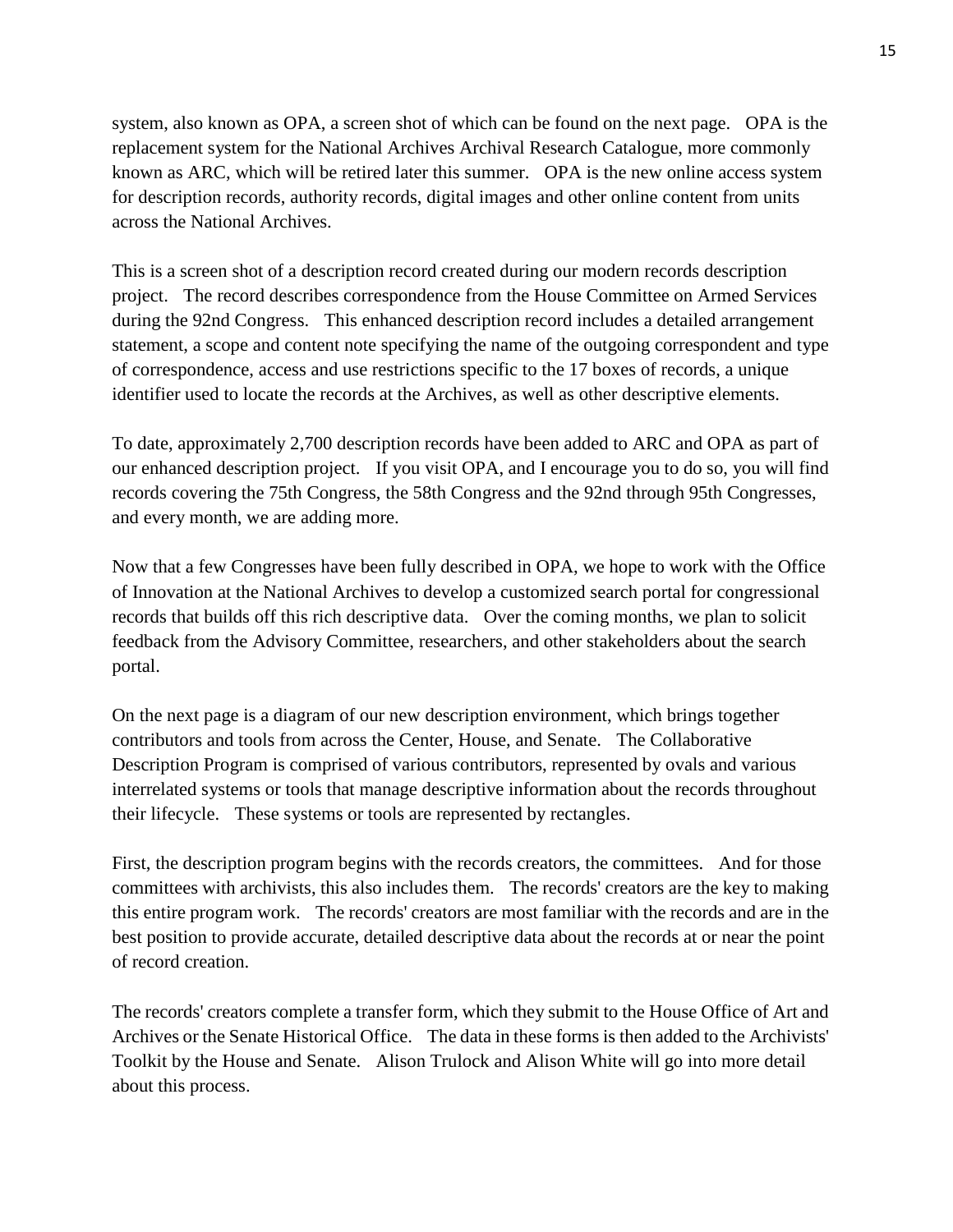system, also known as OPA, a screen shot of which can be found on the next page. OPA is the replacement system for the National Archives Archival Research Catalogue, more commonly known as ARC, which will be retired later this summer. OPA is the new online access system for description records, authority records, digital images and other online content from units across the National Archives.

This is a screen shot of a description record created during our modern records description project. The record describes correspondence from the House Committee on Armed Services during the 92nd Congress. This enhanced description record includes a detailed arrangement statement, a scope and content note specifying the name of the outgoing correspondent and type of correspondence, access and use restrictions specific to the 17 boxes of records, a unique identifier used to locate the records at the Archives, as well as other descriptive elements.

To date, approximately 2,700 description records have been added to ARC and OPA as part of our enhanced description project. If you visit OPA, and I encourage you to do so, you will find records covering the 75th Congress, the 58th Congress and the 92nd through 95th Congresses, and every month, we are adding more.

Now that a few Congresses have been fully described in OPA, we hope to work with the Office of Innovation at the National Archives to develop a customized search portal for congressional records that builds off this rich descriptive data. Over the coming months, we plan to solicit feedback from the Advisory Committee, researchers, and other stakeholders about the search portal.

On the next page is a diagram of our new description environment, which brings together contributors and tools from across the Center, House, and Senate. The Collaborative Description Program is comprised of various contributors, represented by ovals and various interrelated systems or tools that manage descriptive information about the records throughout their lifecycle. These systems or tools are represented by rectangles.

First, the description program begins with the records creators, the committees. And for those committees with archivists, this also includes them. The records' creators are the key to making this entire program work. The records' creators are most familiar with the records and are in the best position to provide accurate, detailed descriptive data about the records at or near the point of record creation.

The records' creators complete a transfer form, which they submit to the House Office of Art and Archives or the Senate Historical Office. The data in these forms is then added to the Archivists' Toolkit by the House and Senate. Alison Trulock and Alison White will go into more detail about this process.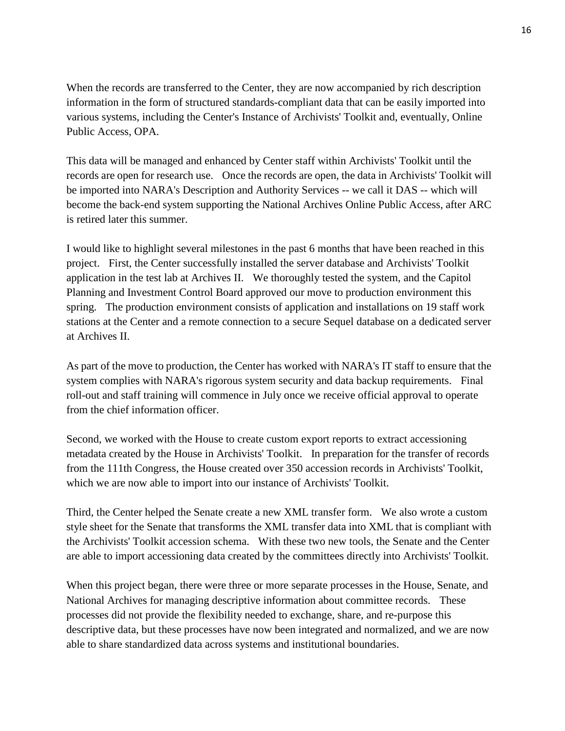When the records are transferred to the Center, they are now accompanied by rich description information in the form of structured standards-compliant data that can be easily imported into various systems, including the Center's Instance of Archivists' Toolkit and, eventually, Online Public Access, OPA.

This data will be managed and enhanced by Center staff within Archivists' Toolkit until the records are open for research use. Once the records are open, the data in Archivists' Toolkit will be imported into NARA's Description and Authority Services -- we call it DAS -- which will become the back-end system supporting the National Archives Online Public Access, after ARC is retired later this summer.

I would like to highlight several milestones in the past 6 months that have been reached in this project. First, the Center successfully installed the server database and Archivists' Toolkit application in the test lab at Archives II. We thoroughly tested the system, and the Capitol Planning and Investment Control Board approved our move to production environment this spring. The production environment consists of application and installations on 19 staff work stations at the Center and a remote connection to a secure Sequel database on a dedicated server at Archives II.

As part of the move to production, the Center has worked with NARA's IT staff to ensure that the system complies with NARA's rigorous system security and data backup requirements. Final roll-out and staff training will commence in July once we receive official approval to operate from the chief information officer.

Second, we worked with the House to create custom export reports to extract accessioning metadata created by the House in Archivists' Toolkit. In preparation for the transfer of records from the 111th Congress, the House created over 350 accession records in Archivists' Toolkit, which we are now able to import into our instance of Archivists' Toolkit.

Third, the Center helped the Senate create a new XML transfer form. We also wrote a custom style sheet for the Senate that transforms the XML transfer data into XML that is compliant with the Archivists' Toolkit accession schema. With these two new tools, the Senate and the Center are able to import accessioning data created by the committees directly into Archivists' Toolkit.

When this project began, there were three or more separate processes in the House, Senate, and National Archives for managing descriptive information about committee records. These processes did not provide the flexibility needed to exchange, share, and re-purpose this descriptive data, but these processes have now been integrated and normalized, and we are now able to share standardized data across systems and institutional boundaries.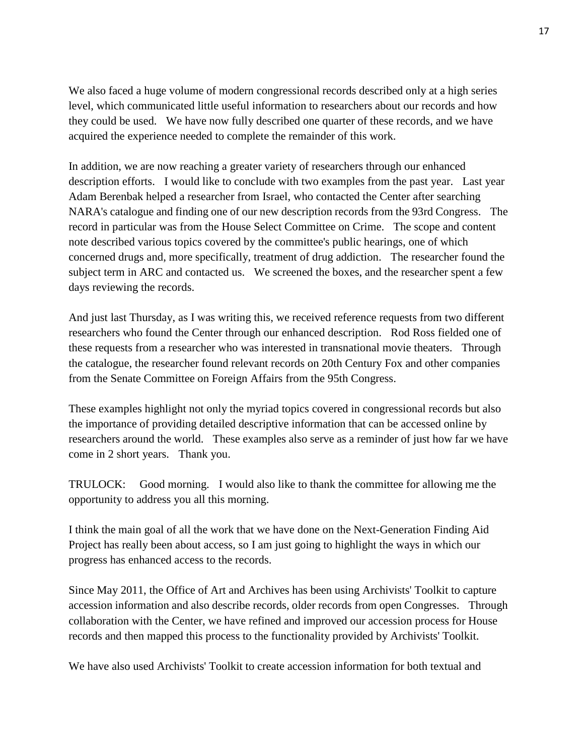We also faced a huge volume of modern congressional records described only at a high series level, which communicated little useful information to researchers about our records and how they could be used. We have now fully described one quarter of these records, and we have acquired the experience needed to complete the remainder of this work.

In addition, we are now reaching a greater variety of researchers through our enhanced description efforts. I would like to conclude with two examples from the past year. Last year Adam Berenbak helped a researcher from Israel, who contacted the Center after searching NARA's catalogue and finding one of our new description records from the 93rd Congress. The record in particular was from the House Select Committee on Crime. The scope and content note described various topics covered by the committee's public hearings, one of which concerned drugs and, more specifically, treatment of drug addiction. The researcher found the subject term in ARC and contacted us. We screened the boxes, and the researcher spent a few days reviewing the records.

And just last Thursday, as I was writing this, we received reference requests from two different researchers who found the Center through our enhanced description. Rod Ross fielded one of these requests from a researcher who was interested in transnational movie theaters. Through the catalogue, the researcher found relevant records on 20th Century Fox and other companies from the Senate Committee on Foreign Affairs from the 95th Congress.

These examples highlight not only the myriad topics covered in congressional records but also the importance of providing detailed descriptive information that can be accessed online by researchers around the world. These examples also serve as a reminder of just how far we have come in 2 short years. Thank you.

TRULOCK: Good morning. I would also like to thank the committee for allowing me the opportunity to address you all this morning.

I think the main goal of all the work that we have done on the Next-Generation Finding Aid Project has really been about access, so I am just going to highlight the ways in which our progress has enhanced access to the records.

Since May 2011, the Office of Art and Archives has been using Archivists' Toolkit to capture accession information and also describe records, older records from open Congresses. Through collaboration with the Center, we have refined and improved our accession process for House records and then mapped this process to the functionality provided by Archivists' Toolkit.

We have also used Archivists' Toolkit to create accession information for both textual and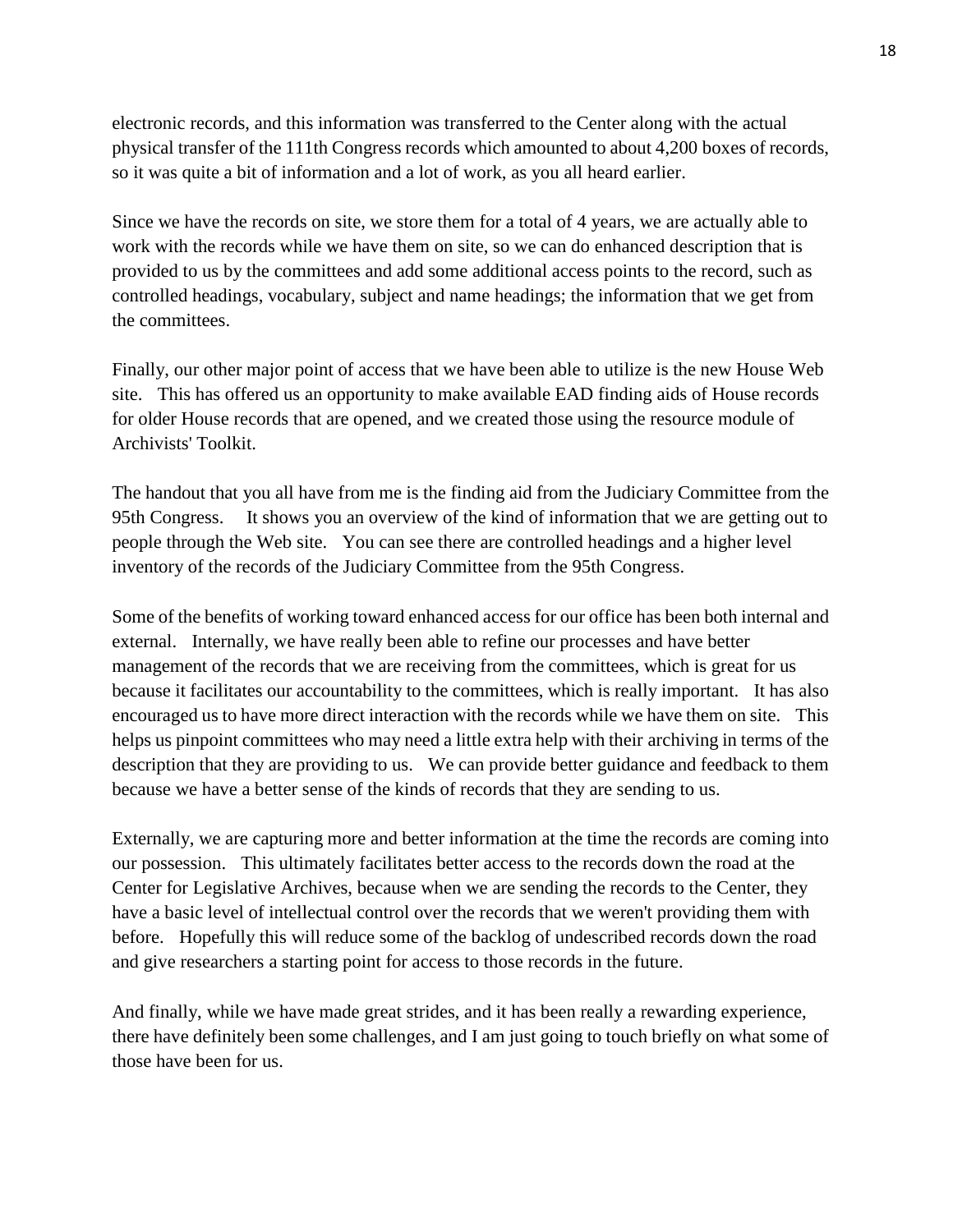electronic records, and this information was transferred to the Center along with the actual physical transfer of the 111th Congress records which amounted to about 4,200 boxes of records, so it was quite a bit of information and a lot of work, as you all heard earlier.

Since we have the records on site, we store them for a total of 4 years, we are actually able to work with the records while we have them on site, so we can do enhanced description that is provided to us by the committees and add some additional access points to the record, such as controlled headings, vocabulary, subject and name headings; the information that we get from the committees.

Finally, our other major point of access that we have been able to utilize is the new House Web site. This has offered us an opportunity to make available EAD finding aids of House records for older House records that are opened, and we created those using the resource module of Archivists' Toolkit.

The handout that you all have from me is the finding aid from the Judiciary Committee from the 95th Congress. It shows you an overview of the kind of information that we are getting out to people through the Web site. You can see there are controlled headings and a higher level inventory of the records of the Judiciary Committee from the 95th Congress.

Some of the benefits of working toward enhanced access for our office has been both internal and external. Internally, we have really been able to refine our processes and have better management of the records that we are receiving from the committees, which is great for us because it facilitates our accountability to the committees, which is really important. It has also encouraged us to have more direct interaction with the records while we have them on site. This helps us pinpoint committees who may need a little extra help with their archiving in terms of the description that they are providing to us. We can provide better guidance and feedback to them because we have a better sense of the kinds of records that they are sending to us.

Externally, we are capturing more and better information at the time the records are coming into our possession. This ultimately facilitates better access to the records down the road at the Center for Legislative Archives, because when we are sending the records to the Center, they have a basic level of intellectual control over the records that we weren't providing them with before. Hopefully this will reduce some of the backlog of undescribed records down the road and give researchers a starting point for access to those records in the future.

And finally, while we have made great strides, and it has been really a rewarding experience, there have definitely been some challenges, and I am just going to touch briefly on what some of those have been for us.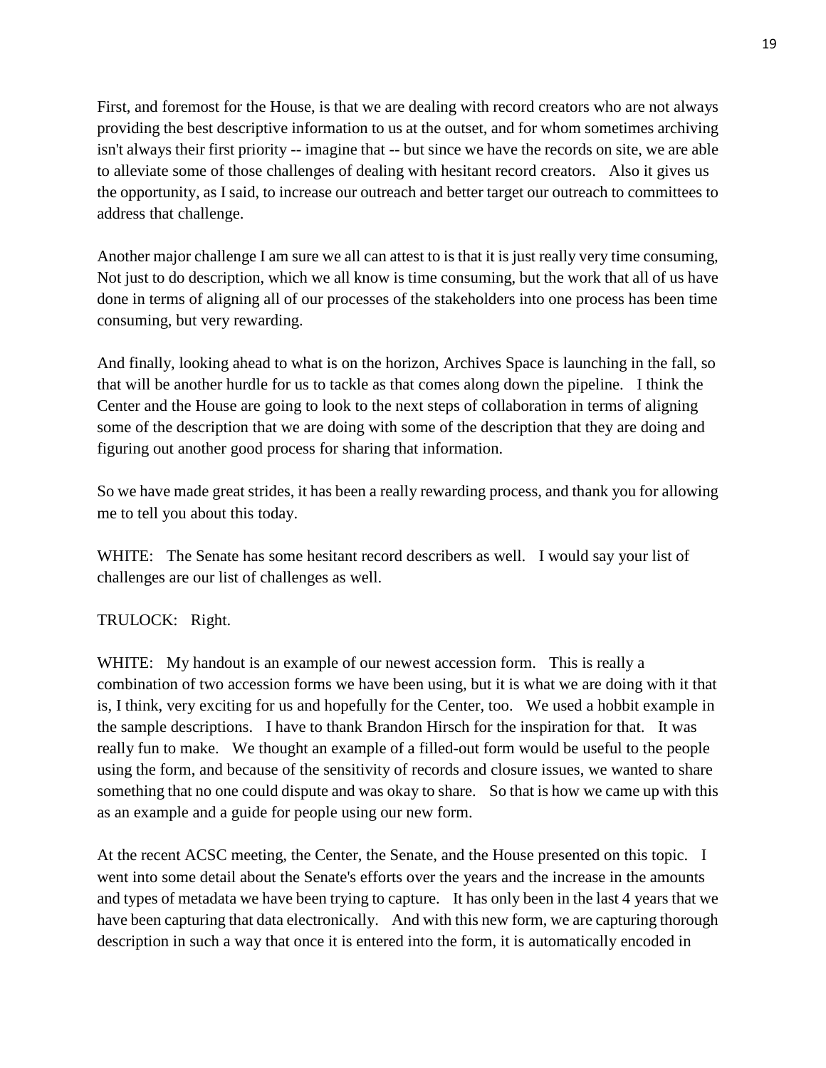First, and foremost for the House, is that we are dealing with record creators who are not always providing the best descriptive information to us at the outset, and for whom sometimes archiving isn't always their first priority -- imagine that -- but since we have the records on site, we are able to alleviate some of those challenges of dealing with hesitant record creators. Also it gives us the opportunity, as I said, to increase our outreach and better target our outreach to committees to address that challenge.

Another major challenge I am sure we all can attest to is that it is just really very time consuming, Not just to do description, which we all know is time consuming, but the work that all of us have done in terms of aligning all of our processes of the stakeholders into one process has been time consuming, but very rewarding.

And finally, looking ahead to what is on the horizon, Archives Space is launching in the fall, so that will be another hurdle for us to tackle as that comes along down the pipeline. I think the Center and the House are going to look to the next steps of collaboration in terms of aligning some of the description that we are doing with some of the description that they are doing and figuring out another good process for sharing that information.

So we have made great strides, it has been a really rewarding process, and thank you for allowing me to tell you about this today.

WHITE: The Senate has some hesitant record describers as well. I would say your list of challenges are our list of challenges as well.

TRULOCK: Right.

WHITE: My handout is an example of our newest accession form. This is really a combination of two accession forms we have been using, but it is what we are doing with it that is, I think, very exciting for us and hopefully for the Center, too. We used a hobbit example in the sample descriptions. I have to thank Brandon Hirsch for the inspiration for that. It was really fun to make. We thought an example of a filled-out form would be useful to the people using the form, and because of the sensitivity of records and closure issues, we wanted to share something that no one could dispute and was okay to share. So that is how we came up with this as an example and a guide for people using our new form.

At the recent ACSC meeting, the Center, the Senate, and the House presented on this topic. I went into some detail about the Senate's efforts over the years and the increase in the amounts and types of metadata we have been trying to capture. It has only been in the last 4 years that we have been capturing that data electronically. And with this new form, we are capturing thorough description in such a way that once it is entered into the form, it is automatically encoded in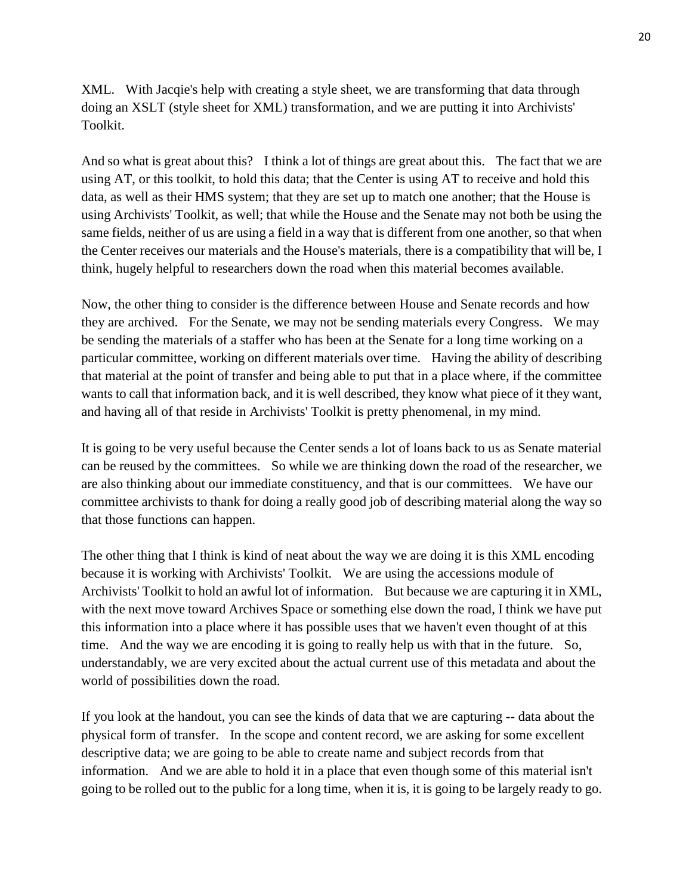XML. With Jacqie's help with creating a style sheet, we are transforming that data through doing an XSLT (style sheet for XML) transformation, and we are putting it into Archivists' Toolkit.

And so what is great about this? I think a lot of things are great about this. The fact that we are using AT, or this toolkit, to hold this data; that the Center is using AT to receive and hold this data, as well as their HMS system; that they are set up to match one another; that the House is using Archivists' Toolkit, as well; that while the House and the Senate may not both be using the same fields, neither of us are using a field in a way that is different from one another, so that when the Center receives our materials and the House's materials, there is a compatibility that will be, I think, hugely helpful to researchers down the road when this material becomes available.

Now, the other thing to consider is the difference between House and Senate records and how they are archived. For the Senate, we may not be sending materials every Congress. We may be sending the materials of a staffer who has been at the Senate for a long time working on a particular committee, working on different materials over time. Having the ability of describing that material at the point of transfer and being able to put that in a place where, if the committee wants to call that information back, and it is well described, they know what piece of it they want, and having all of that reside in Archivists' Toolkit is pretty phenomenal, in my mind.

It is going to be very useful because the Center sends a lot of loans back to us as Senate material can be reused by the committees. So while we are thinking down the road of the researcher, we are also thinking about our immediate constituency, and that is our committees. We have our committee archivists to thank for doing a really good job of describing material along the way so that those functions can happen.

The other thing that I think is kind of neat about the way we are doing it is this XML encoding because it is working with Archivists' Toolkit. We are using the accessions module of Archivists' Toolkit to hold an awful lot of information. But because we are capturing it in XML, with the next move toward Archives Space or something else down the road, I think we have put this information into a place where it has possible uses that we haven't even thought of at this time. And the way we are encoding it is going to really help us with that in the future. So, understandably, we are very excited about the actual current use of this metadata and about the world of possibilities down the road.

If you look at the handout, you can see the kinds of data that we are capturing -- data about the physical form of transfer. In the scope and content record, we are asking for some excellent descriptive data; we are going to be able to create name and subject records from that information. And we are able to hold it in a place that even though some of this material isn't going to be rolled out to the public for a long time, when it is, it is going to be largely ready to go.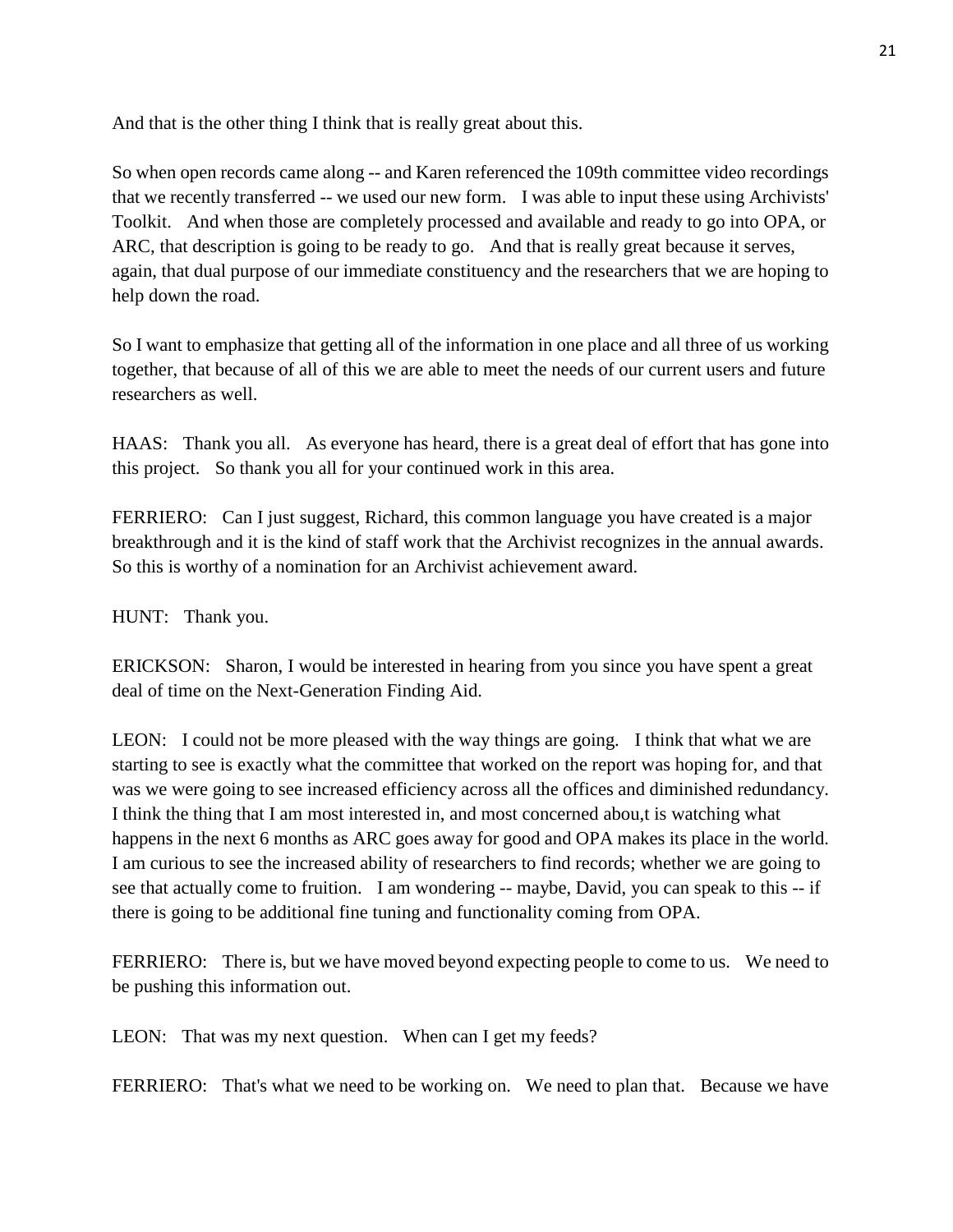And that is the other thing I think that is really great about this.

So when open records came along -- and Karen referenced the 109th committee video recordings that we recently transferred -- we used our new form. I was able to input these using Archivists' Toolkit. And when those are completely processed and available and ready to go into OPA, or ARC, that description is going to be ready to go. And that is really great because it serves, again, that dual purpose of our immediate constituency and the researchers that we are hoping to help down the road.

So I want to emphasize that getting all of the information in one place and all three of us working together, that because of all of this we are able to meet the needs of our current users and future researchers as well.

HAAS: Thank you all. As everyone has heard, there is a great deal of effort that has gone into this project. So thank you all for your continued work in this area.

FERRIERO: Can I just suggest, Richard, this common language you have created is a major breakthrough and it is the kind of staff work that the Archivist recognizes in the annual awards. So this is worthy of a nomination for an Archivist achievement award.

HUNT: Thank you.

ERICKSON: Sharon, I would be interested in hearing from you since you have spent a great deal of time on the Next-Generation Finding Aid.

LEON: I could not be more pleased with the way things are going. I think that what we are starting to see is exactly what the committee that worked on the report was hoping for, and that was we were going to see increased efficiency across all the offices and diminished redundancy. I think the thing that I am most interested in, and most concerned abou,t is watching what happens in the next 6 months as ARC goes away for good and OPA makes its place in the world. I am curious to see the increased ability of researchers to find records; whether we are going to see that actually come to fruition. I am wondering -- maybe, David, you can speak to this -- if there is going to be additional fine tuning and functionality coming from OPA.

FERRIERO: There is, but we have moved beyond expecting people to come to us. We need to be pushing this information out.

LEON: That was my next question. When can I get my feeds?

FERRIERO: That's what we need to be working on. We need to plan that. Because we have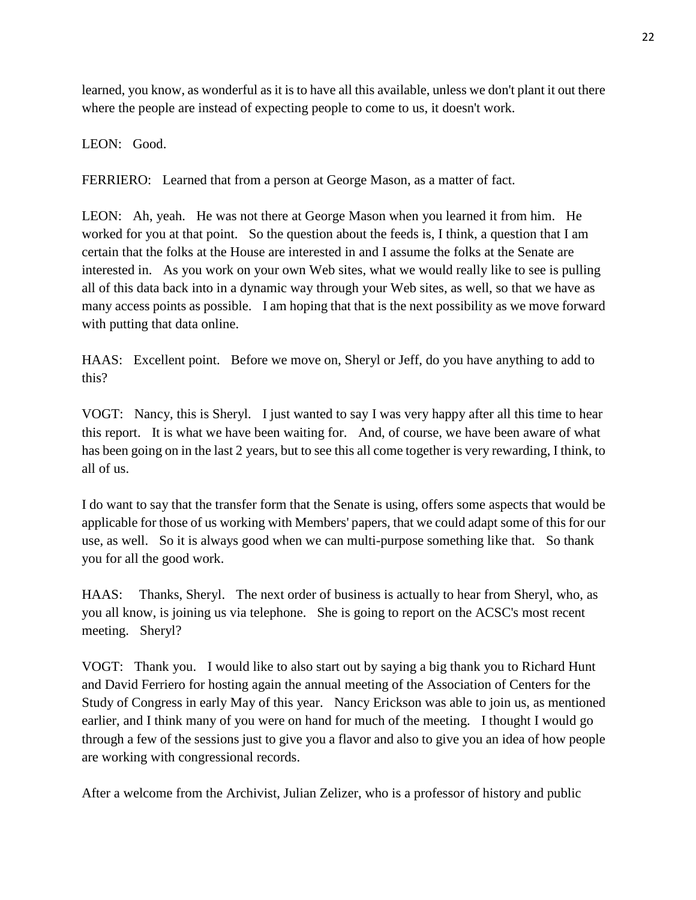learned, you know, as wonderful as it is to have all this available, unless we don't plant it out there where the people are instead of expecting people to come to us, it doesn't work.

LEON: Good.

FERRIERO: Learned that from a person at George Mason, as a matter of fact.

LEON: Ah, yeah. He was not there at George Mason when you learned it from him. He worked for you at that point. So the question about the feeds is, I think, a question that I am certain that the folks at the House are interested in and I assume the folks at the Senate are interested in. As you work on your own Web sites, what we would really like to see is pulling all of this data back into in a dynamic way through your Web sites, as well, so that we have as many access points as possible. I am hoping that that is the next possibility as we move forward with putting that data online.

HAAS: Excellent point. Before we move on, Sheryl or Jeff, do you have anything to add to this?

VOGT: Nancy, this is Sheryl. I just wanted to say I was very happy after all this time to hear this report. It is what we have been waiting for. And, of course, we have been aware of what has been going on in the last 2 years, but to see this all come together is very rewarding, I think, to all of us.

I do want to say that the transfer form that the Senate is using, offers some aspects that would be applicable for those of us working with Members' papers, that we could adapt some of this for our use, as well. So it is always good when we can multi-purpose something like that. So thank you for all the good work.

HAAS: Thanks, Sheryl. The next order of business is actually to hear from Sheryl, who, as you all know, is joining us via telephone. She is going to report on the ACSC's most recent meeting. Sheryl?

VOGT: Thank you. I would like to also start out by saying a big thank you to Richard Hunt and David Ferriero for hosting again the annual meeting of the Association of Centers for the Study of Congress in early May of this year. Nancy Erickson was able to join us, as mentioned earlier, and I think many of you were on hand for much of the meeting. I thought I would go through a few of the sessions just to give you a flavor and also to give you an idea of how people are working with congressional records.

After a welcome from the Archivist, Julian Zelizer, who is a professor of history and public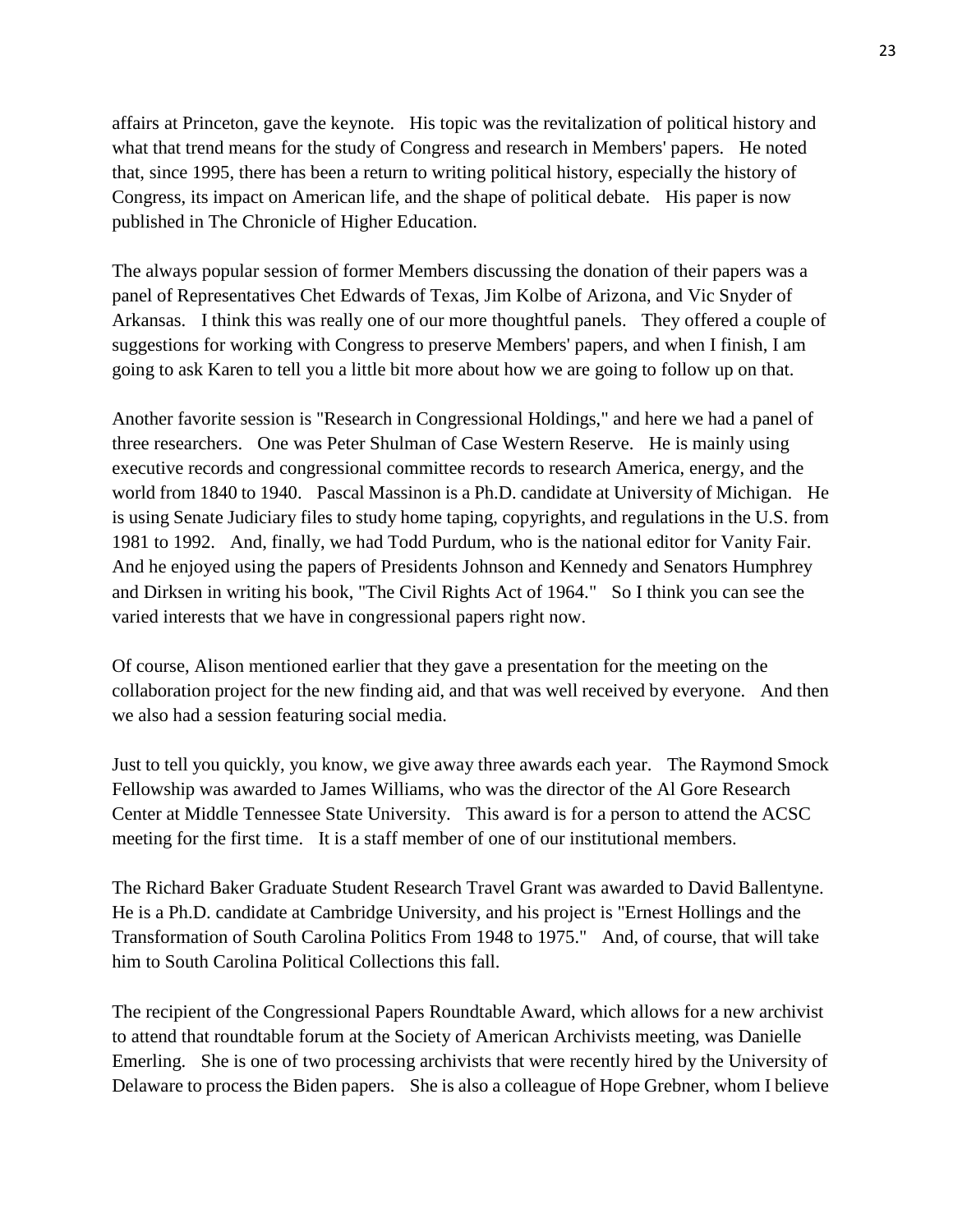affairs at Princeton, gave the keynote. His topic was the revitalization of political history and what that trend means for the study of Congress and research in Members' papers. He noted that, since 1995, there has been a return to writing political history, especially the history of Congress, its impact on American life, and the shape of political debate. His paper is now published in The Chronicle of Higher Education.

The always popular session of former Members discussing the donation of their papers was a panel of Representatives Chet Edwards of Texas, Jim Kolbe of Arizona, and Vic Snyder of Arkansas. I think this was really one of our more thoughtful panels. They offered a couple of suggestions for working with Congress to preserve Members' papers, and when I finish, I am going to ask Karen to tell you a little bit more about how we are going to follow up on that.

Another favorite session is "Research in Congressional Holdings," and here we had a panel of three researchers. One was Peter Shulman of Case Western Reserve. He is mainly using executive records and congressional committee records to research America, energy, and the world from 1840 to 1940. Pascal Massinon is a Ph.D. candidate at University of Michigan. He is using Senate Judiciary files to study home taping, copyrights, and regulations in the U.S. from 1981 to 1992. And, finally, we had Todd Purdum, who is the national editor for Vanity Fair. And he enjoyed using the papers of Presidents Johnson and Kennedy and Senators Humphrey and Dirksen in writing his book, "The Civil Rights Act of 1964." So I think you can see the varied interests that we have in congressional papers right now.

Of course, Alison mentioned earlier that they gave a presentation for the meeting on the collaboration project for the new finding aid, and that was well received by everyone. And then we also had a session featuring social media.

Just to tell you quickly, you know, we give away three awards each year. The Raymond Smock Fellowship was awarded to James Williams, who was the director of the Al Gore Research Center at Middle Tennessee State University. This award is for a person to attend the ACSC meeting for the first time. It is a staff member of one of our institutional members.

The Richard Baker Graduate Student Research Travel Grant was awarded to David Ballentyne. He is a Ph.D. candidate at Cambridge University, and his project is "Ernest Hollings and the Transformation of South Carolina Politics From 1948 to 1975." And, of course, that will take him to South Carolina Political Collections this fall.

The recipient of the Congressional Papers Roundtable Award, which allows for a new archivist to attend that roundtable forum at the Society of American Archivists meeting, was Danielle Emerling. She is one of two processing archivists that were recently hired by the University of Delaware to process the Biden papers. She is also a colleague of Hope Grebner, whom I believe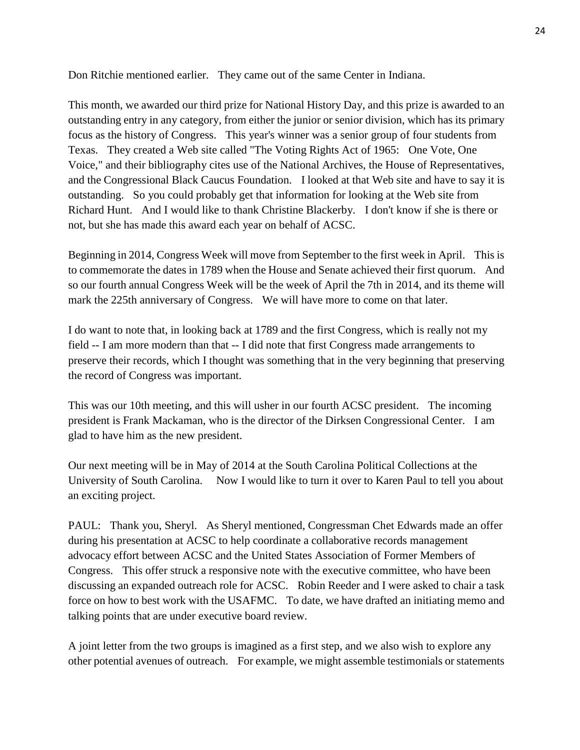Don Ritchie mentioned earlier. They came out of the same Center in Indiana.

This month, we awarded our third prize for National History Day, and this prize is awarded to an outstanding entry in any category, from either the junior or senior division, which has its primary focus as the history of Congress. This year's winner was a senior group of four students from Texas. They created a Web site called "The Voting Rights Act of 1965: One Vote, One Voice," and their bibliography cites use of the National Archives, the House of Representatives, and the Congressional Black Caucus Foundation. I looked at that Web site and have to say it is outstanding. So you could probably get that information for looking at the Web site from Richard Hunt. And I would like to thank Christine Blackerby. I don't know if she is there or not, but she has made this award each year on behalf of ACSC.

Beginning in 2014, Congress Week will move from September to the first week in April. This is to commemorate the dates in 1789 when the House and Senate achieved their first quorum. And so our fourth annual Congress Week will be the week of April the 7th in 2014, and its theme will mark the 225th anniversary of Congress. We will have more to come on that later.

I do want to note that, in looking back at 1789 and the first Congress, which is really not my field -- I am more modern than that -- I did note that first Congress made arrangements to preserve their records, which I thought was something that in the very beginning that preserving the record of Congress was important.

This was our 10th meeting, and this will usher in our fourth ACSC president. The incoming president is Frank Mackaman, who is the director of the Dirksen Congressional Center. I am glad to have him as the new president.

Our next meeting will be in May of 2014 at the South Carolina Political Collections at the University of South Carolina. Now I would like to turn it over to Karen Paul to tell you about an exciting project.

PAUL: Thank you, Sheryl. As Sheryl mentioned, Congressman Chet Edwards made an offer during his presentation at ACSC to help coordinate a collaborative records management advocacy effort between ACSC and the United States Association of Former Members of Congress. This offer struck a responsive note with the executive committee, who have been discussing an expanded outreach role for ACSC. Robin Reeder and I were asked to chair a task force on how to best work with the USAFMC. To date, we have drafted an initiating memo and talking points that are under executive board review.

A joint letter from the two groups is imagined as a first step, and we also wish to explore any other potential avenues of outreach. For example, we might assemble testimonials or statements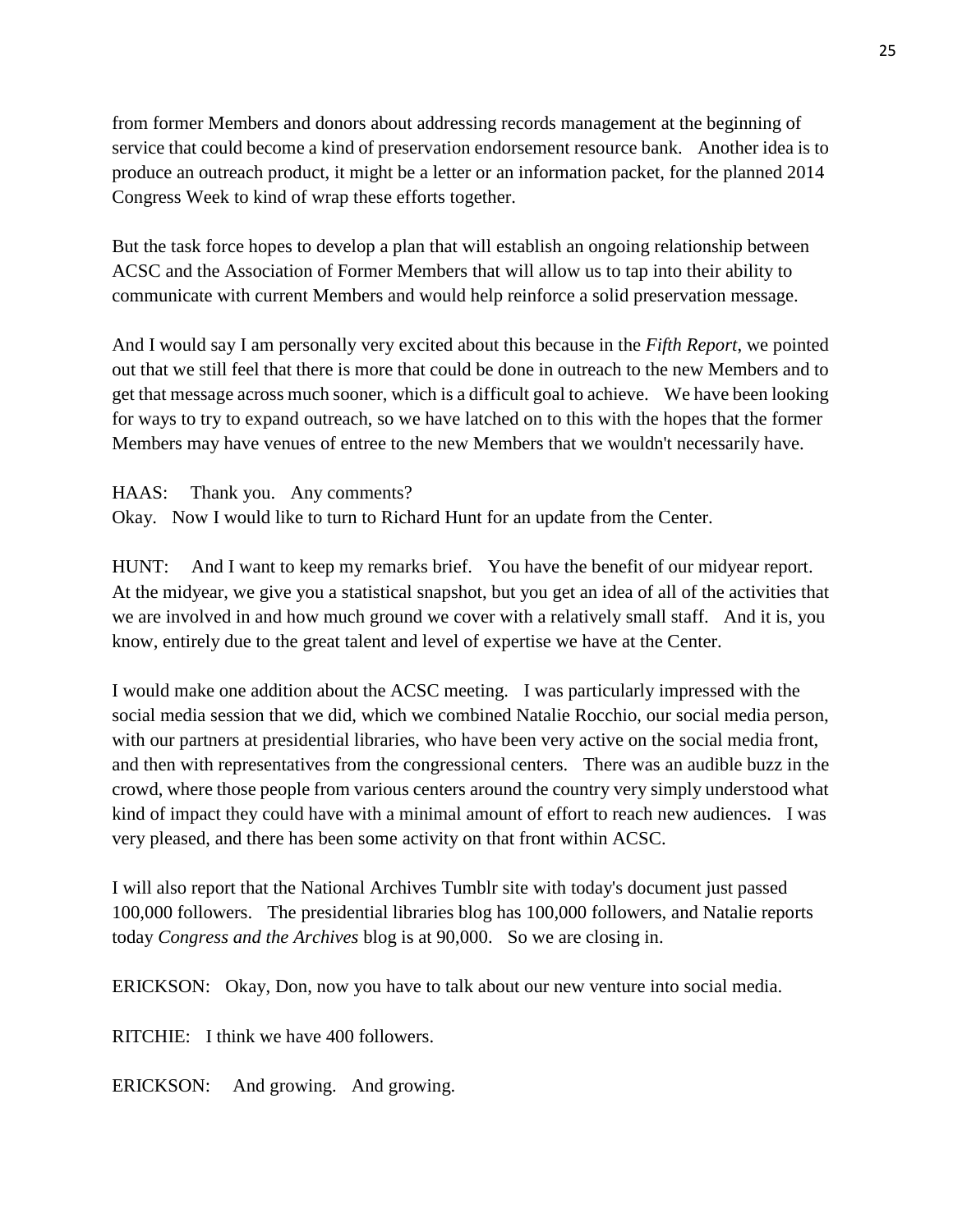from former Members and donors about addressing records management at the beginning of service that could become a kind of preservation endorsement resource bank. Another idea is to produce an outreach product, it might be a letter or an information packet, for the planned 2014 Congress Week to kind of wrap these efforts together.

But the task force hopes to develop a plan that will establish an ongoing relationship between ACSC and the Association of Former Members that will allow us to tap into their ability to communicate with current Members and would help reinforce a solid preservation message.

And I would say I am personally very excited about this because in the *Fifth Report*, we pointed out that we still feel that there is more that could be done in outreach to the new Members and to get that message across much sooner, which is a difficult goal to achieve. We have been looking for ways to try to expand outreach, so we have latched on to this with the hopes that the former Members may have venues of entree to the new Members that we wouldn't necessarily have.

HAAS: Thank you. Any comments?
Okay. Now I would like to turn to Richard Hunt for an update from the Center.

HUNT: And I want to keep my remarks brief. You have the benefit of our midyear report. At the midyear, we give you a statistical snapshot, but you get an idea of all of the activities that we are involved in and how much ground we cover with a relatively small staff. And it is, you know, entirely due to the great talent and level of expertise we have at the Center.

I would make one addition about the ACSC meeting. I was particularly impressed with the social media session that we did, which we combined Natalie Rocchio, our social media person, with our partners at presidential libraries, who have been very active on the social media front, and then with representatives from the congressional centers. There was an audible buzz in the crowd, where those people from various centers around the country very simply understood what kind of impact they could have with a minimal amount of effort to reach new audiences. I was very pleased, and there has been some activity on that front within ACSC.

I will also report that the National Archives Tumblr site with today's document just passed 100,000 followers. The presidential libraries blog has 100,000 followers, and Natalie reports today *Congress and the Archives* blog is at 90,000. So we are closing in.

ERICKSON: Okay, Don, now you have to talk about our new venture into social media.

RITCHIE: I think we have 400 followers.

ERICKSON: And growing. And growing.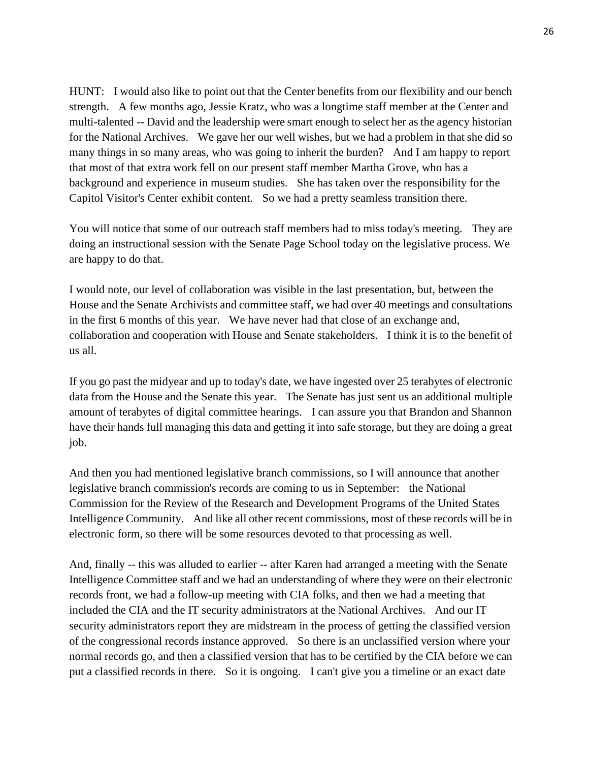HUNT: I would also like to point out that the Center benefits from our flexibility and our bench strength. A few months ago, Jessie Kratz, who was a longtime staff member at the Center and multi-talented -- David and the leadership were smart enough to select her as the agency historian for the National Archives. We gave her our well wishes, but we had a problem in that she did so many things in so many areas, who was going to inherit the burden? And I am happy to report that most of that extra work fell on our present staff member Martha Grove, who has a background and experience in museum studies. She has taken over the responsibility for the Capitol Visitor's Center exhibit content. So we had a pretty seamless transition there.

You will notice that some of our outreach staff members had to miss today's meeting. They are doing an instructional session with the Senate Page School today on the legislative process. We are happy to do that.

I would note, our level of collaboration was visible in the last presentation, but, between the House and the Senate Archivists and committee staff, we had over 40 meetings and consultations in the first 6 months of this year. We have never had that close of an exchange and, collaboration and cooperation with House and Senate stakeholders. I think it is to the benefit of us all.

If you go past the midyear and up to today's date, we have ingested over 25 terabytes of electronic data from the House and the Senate this year. The Senate has just sent us an additional multiple amount of terabytes of digital committee hearings. I can assure you that Brandon and Shannon have their hands full managing this data and getting it into safe storage, but they are doing a great job.

And then you had mentioned legislative branch commissions, so I will announce that another legislative branch commission's records are coming to us in September: the National Commission for the Review of the Research and Development Programs of the United States Intelligence Community. And like all other recent commissions, most of these records will be in electronic form, so there will be some resources devoted to that processing as well.

And, finally -- this was alluded to earlier -- after Karen had arranged a meeting with the Senate Intelligence Committee staff and we had an understanding of where they were on their electronic records front, we had a follow-up meeting with CIA folks, and then we had a meeting that included the CIA and the IT security administrators at the National Archives. And our IT security administrators report they are midstream in the process of getting the classified version of the congressional records instance approved. So there is an unclassified version where your normal records go, and then a classified version that has to be certified by the CIA before we can put a classified records in there. So it is ongoing. I can't give you a timeline or an exact date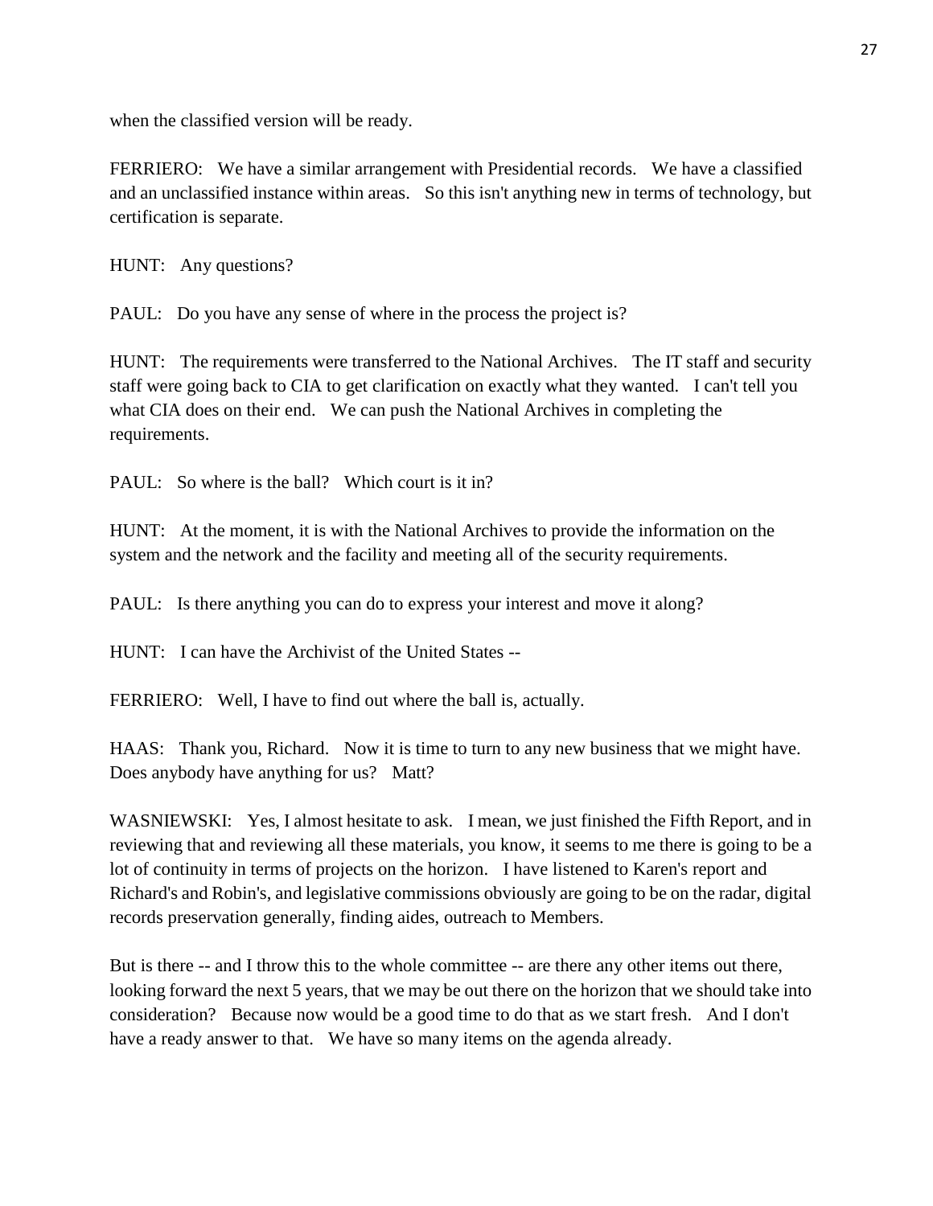when the classified version will be ready.

FERRIERO: We have a similar arrangement with Presidential records. We have a classified and an unclassified instance within areas. So this isn't anything new in terms of technology, but certification is separate.

HUNT: Any questions?

PAUL: Do you have any sense of where in the process the project is?

HUNT: The requirements were transferred to the National Archives. The IT staff and security staff were going back to CIA to get clarification on exactly what they wanted. I can't tell you what CIA does on their end. We can push the National Archives in completing the requirements.

PAUL: So where is the ball? Which court is it in?

HUNT: At the moment, it is with the National Archives to provide the information on the system and the network and the facility and meeting all of the security requirements.

PAUL: Is there anything you can do to express your interest and move it along?

HUNT: I can have the Archivist of the United States --

FERRIERO: Well, I have to find out where the ball is, actually.

HAAS: Thank you, Richard. Now it is time to turn to any new business that we might have. Does anybody have anything for us? Matt?

WASNIEWSKI: Yes, I almost hesitate to ask. I mean, we just finished the Fifth Report, and in reviewing that and reviewing all these materials, you know, it seems to me there is going to be a lot of continuity in terms of projects on the horizon. I have listened to Karen's report and Richard's and Robin's, and legislative commissions obviously are going to be on the radar, digital records preservation generally, finding aides, outreach to Members.

But is there -- and I throw this to the whole committee -- are there any other items out there, looking forward the next 5 years, that we may be out there on the horizon that we should take into consideration? Because now would be a good time to do that as we start fresh. And I don't have a ready answer to that. We have so many items on the agenda already.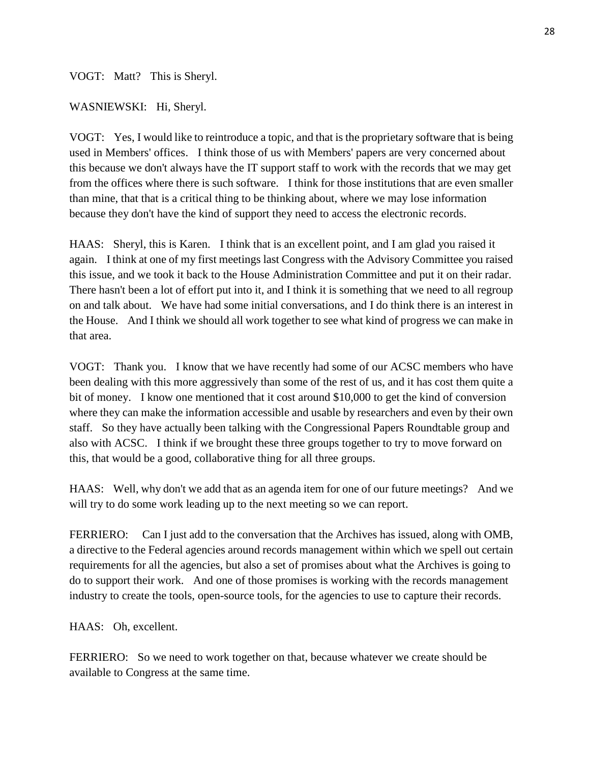VOGT: Matt? This is Sheryl.

WASNIEWSKI: Hi, Sheryl.

VOGT: Yes, I would like to reintroduce a topic, and that is the proprietary software that is being used in Members' offices. I think those of us with Members' papers are very concerned about this because we don't always have the IT support staff to work with the records that we may get from the offices where there is such software. I think for those institutions that are even smaller than mine, that that is a critical thing to be thinking about, where we may lose information because they don't have the kind of support they need to access the electronic records.

HAAS: Sheryl, this is Karen. I think that is an excellent point, and I am glad you raised it again. I think at one of my first meetings last Congress with the Advisory Committee you raised this issue, and we took it back to the House Administration Committee and put it on their radar. There hasn't been a lot of effort put into it, and I think it is something that we need to all regroup on and talk about. We have had some initial conversations, and I do think there is an interest in the House. And I think we should all work together to see what kind of progress we can make in that area.

VOGT: Thank you. I know that we have recently had some of our ACSC members who have been dealing with this more aggressively than some of the rest of us, and it has cost them quite a bit of money. I know one mentioned that it cost around $10,000 to get the kind of conversion where they can make the information accessible and usable by researchers and even by their own staff. So they have actually been talking with the Congressional Papers Roundtable group and also with ACSC. I think if we brought these three groups together to try to move forward on this, that would be a good, collaborative thing for all three groups.

HAAS: Well, why don't we add that as an agenda item for one of our future meetings? And we will try to do some work leading up to the next meeting so we can report.

FERRIERO: Can I just add to the conversation that the Archives has issued, along with OMB, a directive to the Federal agencies around records management within which we spell out certain requirements for all the agencies, but also a set of promises about what the Archives is going to do to support their work. And one of those promises is working with the records management industry to create the tools, open-source tools, for the agencies to use to capture their records.

HAAS: Oh, excellent.

FERRIERO: So we need to work together on that, because whatever we create should be available to Congress at the same time.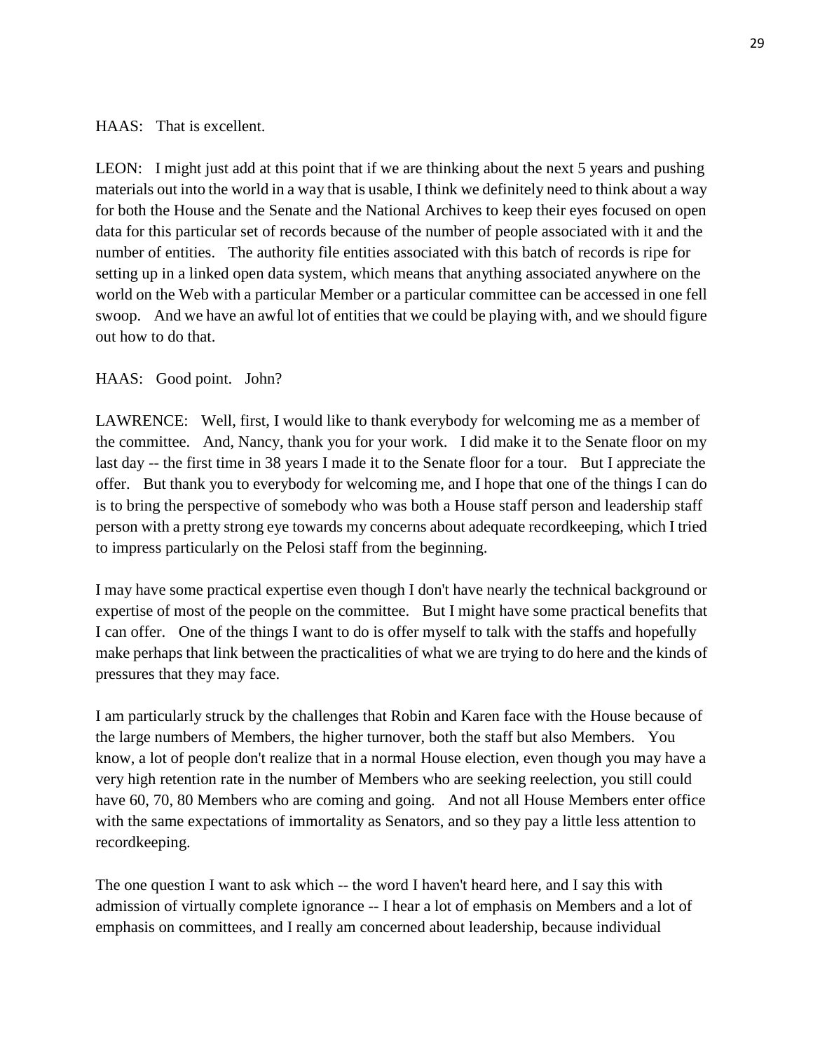HAAS: That is excellent.

LEON: I might just add at this point that if we are thinking about the next 5 years and pushing materials out into the world in a way that is usable, I think we definitely need to think about a way for both the House and the Senate and the National Archives to keep their eyes focused on open data for this particular set of records because of the number of people associated with it and the number of entities. The authority file entities associated with this batch of records is ripe for setting up in a linked open data system, which means that anything associated anywhere on the world on the Web with a particular Member or a particular committee can be accessed in one fell swoop. And we have an awful lot of entities that we could be playing with, and we should figure out how to do that.

HAAS: Good point. John?

LAWRENCE: Well, first, I would like to thank everybody for welcoming me as a member of the committee. And, Nancy, thank you for your work. I did make it to the Senate floor on my last day -- the first time in 38 years I made it to the Senate floor for a tour. But I appreciate the offer. But thank you to everybody for welcoming me, and I hope that one of the things I can do is to bring the perspective of somebody who was both a House staff person and leadership staff person with a pretty strong eye towards my concerns about adequate recordkeeping, which I tried to impress particularly on the Pelosi staff from the beginning.

I may have some practical expertise even though I don't have nearly the technical background or expertise of most of the people on the committee. But I might have some practical benefits that I can offer. One of the things I want to do is offer myself to talk with the staffs and hopefully make perhaps that link between the practicalities of what we are trying to do here and the kinds of pressures that they may face.

I am particularly struck by the challenges that Robin and Karen face with the House because of the large numbers of Members, the higher turnover, both the staff but also Members. You know, a lot of people don't realize that in a normal House election, even though you may have a very high retention rate in the number of Members who are seeking reelection, you still could have 60, 70, 80 Members who are coming and going. And not all House Members enter office with the same expectations of immortality as Senators, and so they pay a little less attention to recordkeeping.

The one question I want to ask which -- the word I haven't heard here, and I say this with admission of virtually complete ignorance -- I hear a lot of emphasis on Members and a lot of emphasis on committees, and I really am concerned about leadership, because individual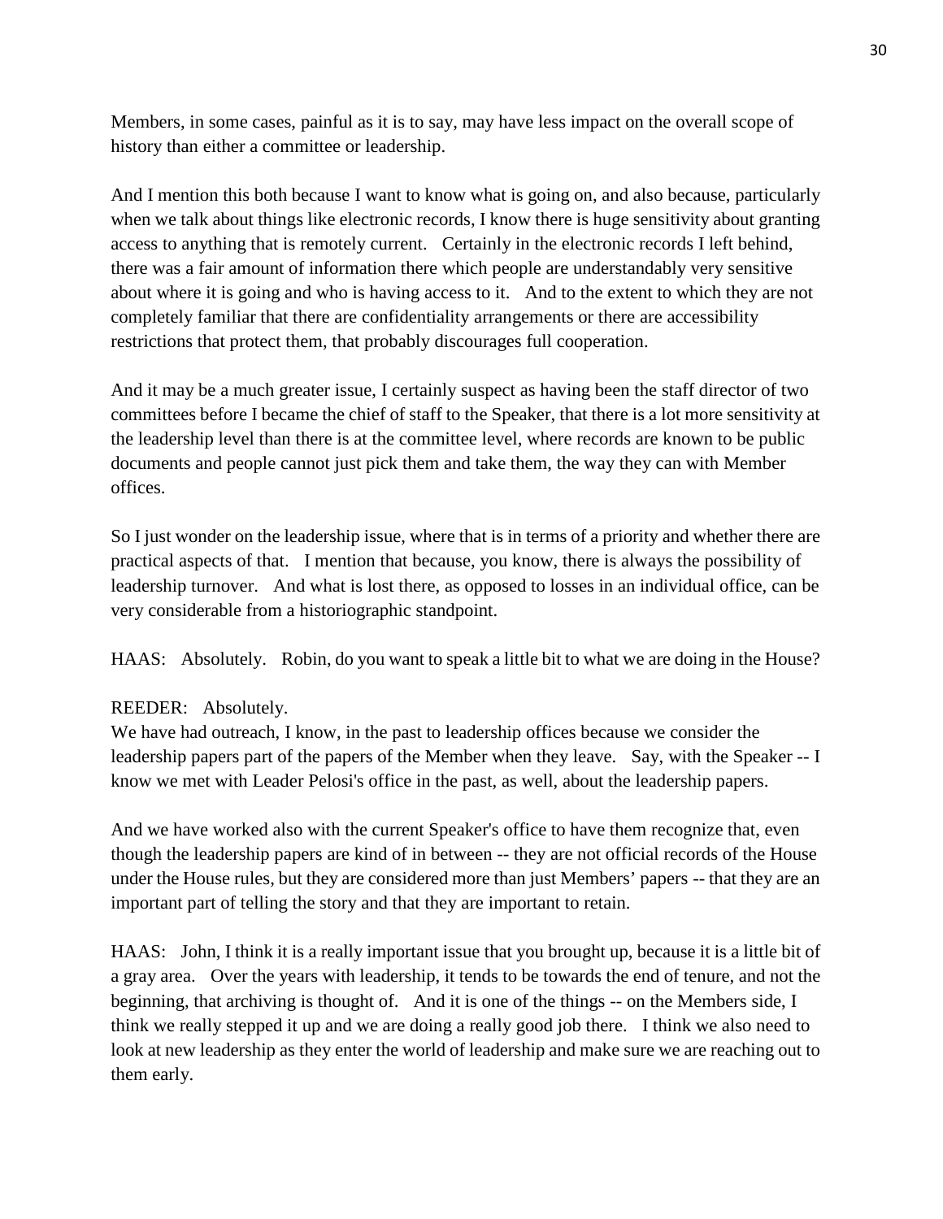Members, in some cases, painful as it is to say, may have less impact on the overall scope of history than either a committee or leadership.

And I mention this both because I want to know what is going on, and also because, particularly when we talk about things like electronic records, I know there is huge sensitivity about granting access to anything that is remotely current. Certainly in the electronic records I left behind, there was a fair amount of information there which people are understandably very sensitive about where it is going and who is having access to it. And to the extent to which they are not completely familiar that there are confidentiality arrangements or there are accessibility restrictions that protect them, that probably discourages full cooperation.

And it may be a much greater issue, I certainly suspect as having been the staff director of two committees before I became the chief of staff to the Speaker, that there is a lot more sensitivity at the leadership level than there is at the committee level, where records are known to be public documents and people cannot just pick them and take them, the way they can with Member offices.

So I just wonder on the leadership issue, where that is in terms of a priority and whether there are practical aspects of that. I mention that because, you know, there is always the possibility of leadership turnover. And what is lost there, as opposed to losses in an individual office, can be very considerable from a historiographic standpoint.

HAAS: Absolutely. Robin, do you want to speak a little bit to what we are doing in the House?

REEDER: Absolutely.
We have had outreach, I know, in the past to leadership offices because we consider the leadership papers part of the papers of the Member when they leave. Say, with the Speaker -- I know we met with Leader Pelosi's office in the past, as well, about the leadership papers.

And we have worked also with the current Speaker's office to have them recognize that, even though the leadership papers are kind of in between -- they are not official records of the House under the House rules, but they are considered more than just Members' papers -- that they are an important part of telling the story and that they are important to retain.

HAAS: John, I think it is a really important issue that you brought up, because it is a little bit of a gray area. Over the years with leadership, it tends to be towards the end of tenure, and not the beginning, that archiving is thought of. And it is one of the things -- on the Members side, I think we really stepped it up and we are doing a really good job there. I think we also need to look at new leadership as they enter the world of leadership and make sure we are reaching out to them early.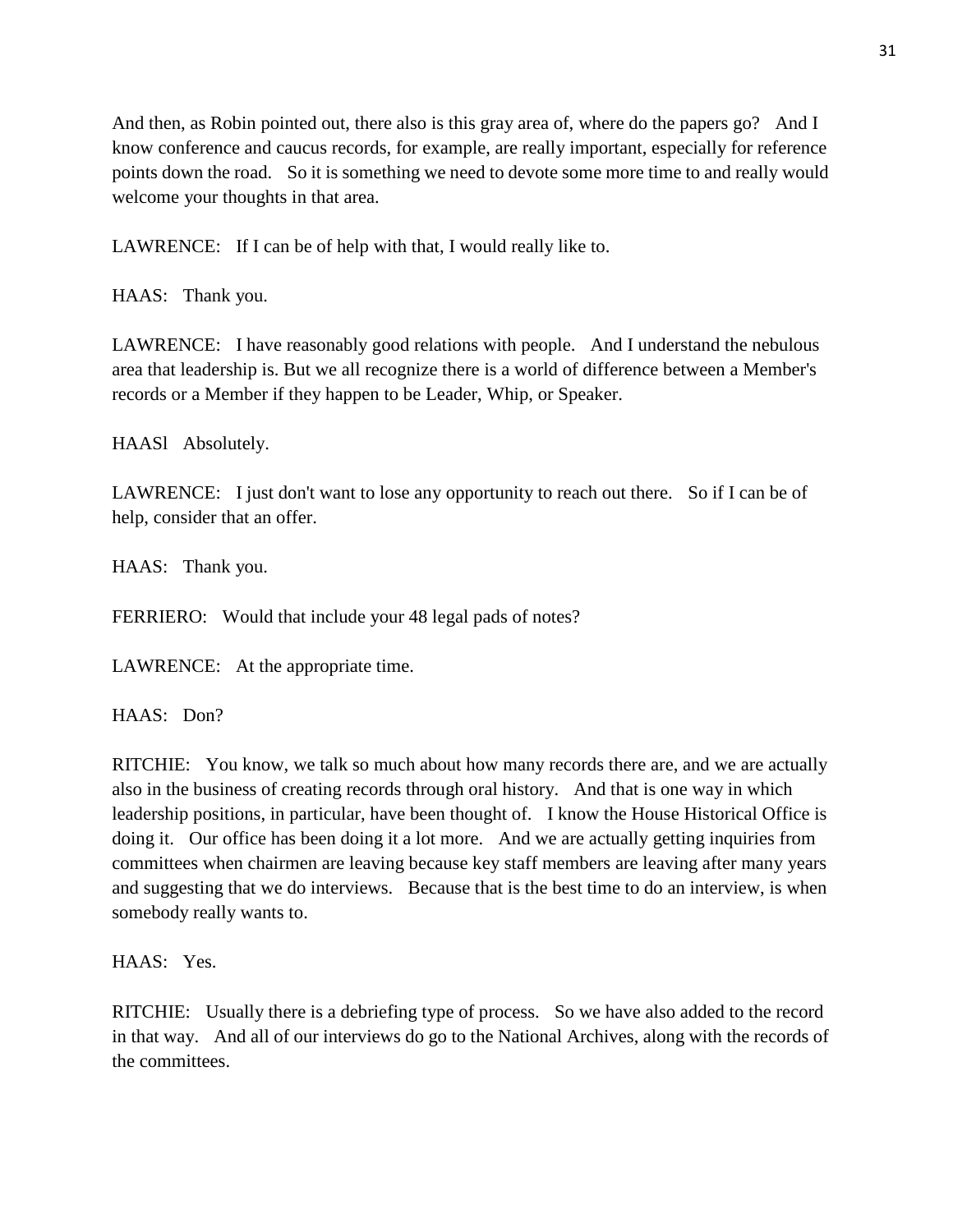And then, as Robin pointed out, there also is this gray area of, where do the papers go? And I know conference and caucus records, for example, are really important, especially for reference points down the road. So it is something we need to devote some more time to and really would welcome your thoughts in that area.

LAWRENCE: If I can be of help with that, I would really like to.

HAAS: Thank you.

LAWRENCE: I have reasonably good relations with people. And I understand the nebulous area that leadership is. But we all recognize there is a world of difference between a Member's records or a Member if they happen to be Leader, Whip, or Speaker.

HAASl Absolutely.

LAWRENCE: I just don't want to lose any opportunity to reach out there. So if I can be of help, consider that an offer.

HAAS: Thank you.

FERRIERO: Would that include your 48 legal pads of notes?

LAWRENCE: At the appropriate time.

HAAS: Don?

RITCHIE: You know, we talk so much about how many records there are, and we are actually also in the business of creating records through oral history. And that is one way in which leadership positions, in particular, have been thought of. I know the House Historical Office is doing it. Our office has been doing it a lot more. And we are actually getting inquiries from committees when chairmen are leaving because key staff members are leaving after many years and suggesting that we do interviews. Because that is the best time to do an interview, is when somebody really wants to.

HAAS: Yes.

RITCHIE: Usually there is a debriefing type of process. So we have also added to the record in that way. And all of our interviews do go to the National Archives, along with the records of the committees.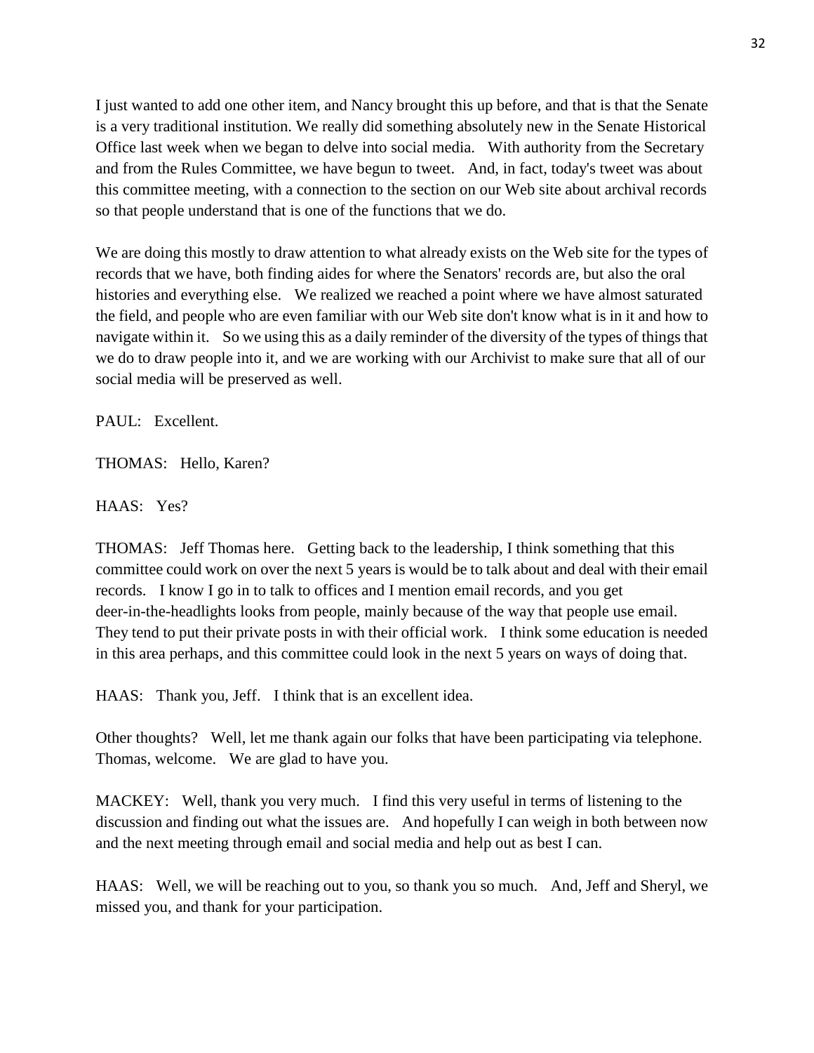I just wanted to add one other item, and Nancy brought this up before, and that is that the Senate is a very traditional institution. We really did something absolutely new in the Senate Historical Office last week when we began to delve into social media. With authority from the Secretary and from the Rules Committee, we have begun to tweet. And, in fact, today's tweet was about this committee meeting, with a connection to the section on our Web site about archival records so that people understand that is one of the functions that we do.

We are doing this mostly to draw attention to what already exists on the Web site for the types of records that we have, both finding aides for where the Senators' records are, but also the oral histories and everything else. We realized we reached a point where we have almost saturated the field, and people who are even familiar with our Web site don't know what is in it and how to navigate within it. So we using this as a daily reminder of the diversity of the types of things that we do to draw people into it, and we are working with our Archivist to make sure that all of our social media will be preserved as well.

PAUL: Excellent.

THOMAS: Hello, Karen?

HAAS: Yes?

THOMAS: Jeff Thomas here. Getting back to the leadership, I think something that this committee could work on over the next 5 years is would be to talk about and deal with their email records. I know I go in to talk to offices and I mention email records, and you get deer-in-the-headlights looks from people, mainly because of the way that people use email. They tend to put their private posts in with their official work. I think some education is needed in this area perhaps, and this committee could look in the next 5 years on ways of doing that.

HAAS: Thank you, Jeff. I think that is an excellent idea.

Other thoughts? Well, let me thank again our folks that have been participating via telephone. Thomas, welcome. We are glad to have you.

MACKEY: Well, thank you very much. I find this very useful in terms of listening to the discussion and finding out what the issues are. And hopefully I can weigh in both between now and the next meeting through email and social media and help out as best I can.

HAAS: Well, we will be reaching out to you, so thank you so much. And, Jeff and Sheryl, we missed you, and thank for your participation.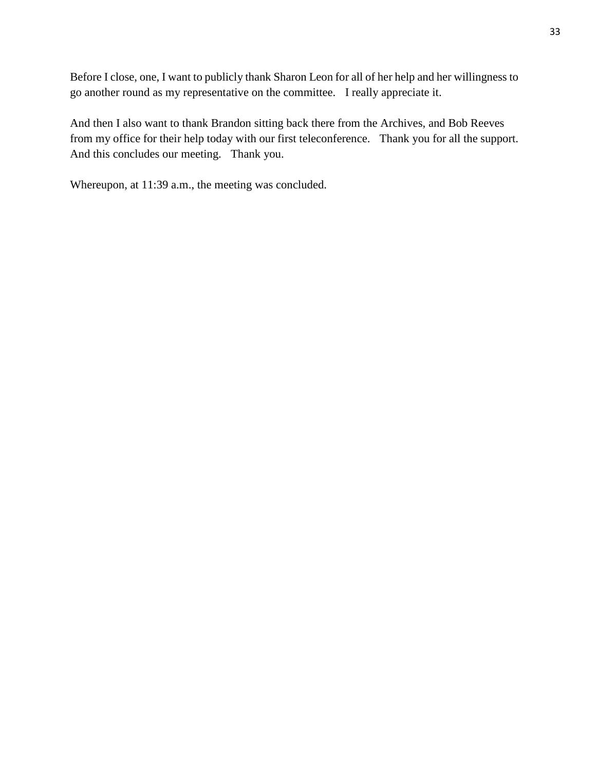Before I close, one, I want to publicly thank Sharon Leon for all of her help and her willingness to go another round as my representative on the committee. I really appreciate it.

And then I also want to thank Brandon sitting back there from the Archives, and Bob Reeves from my office for their help today with our first teleconference. Thank you for all the support. And this concludes our meeting. Thank you.

Whereupon, at 11:39 a.m., the meeting was concluded.